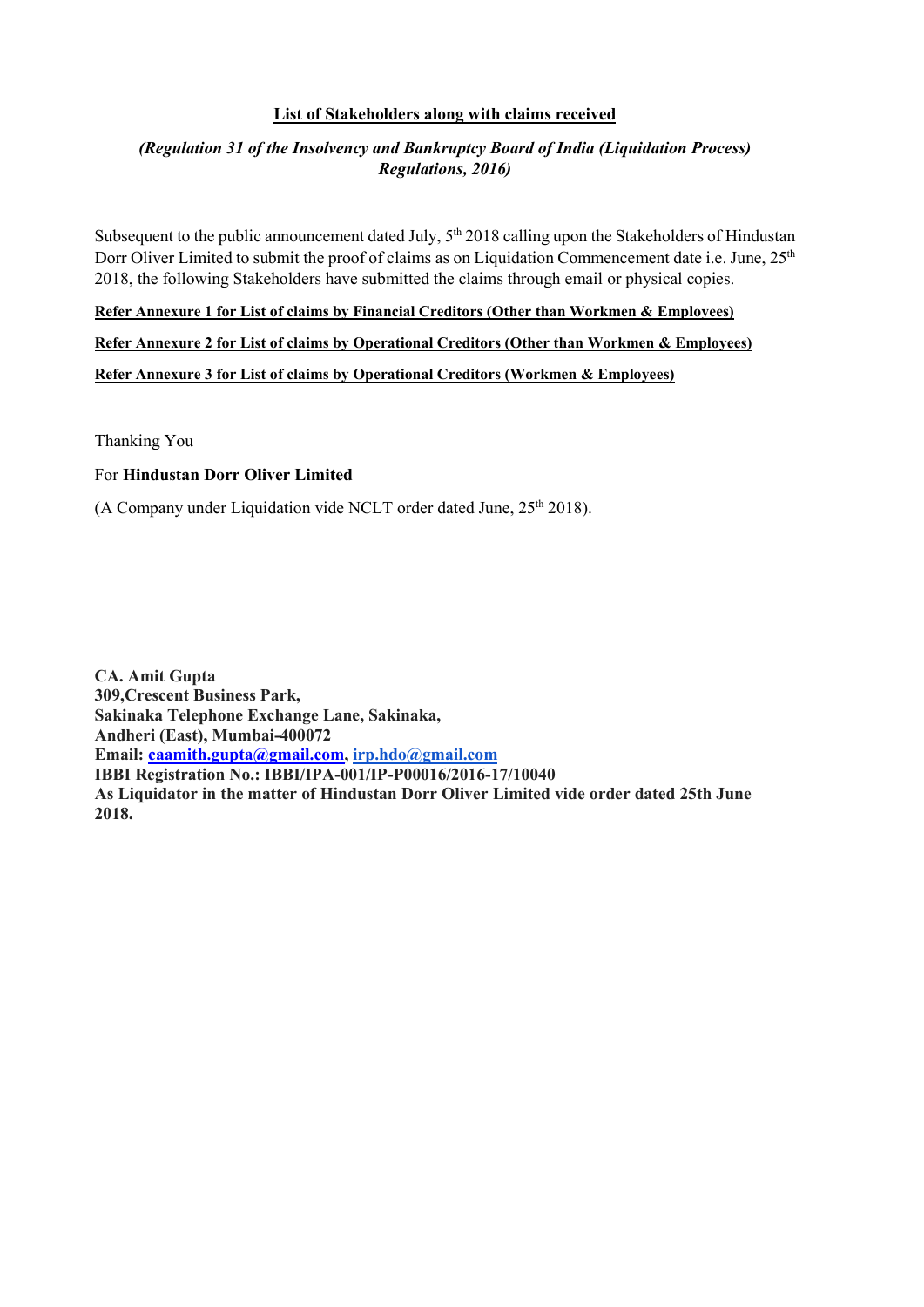## List of Stakeholders along with claims received

*(Regulation 31 of the Insolvency and Bankruptcy Board of India (Liquidation Process) Regulations, 2016)*

Subsequent to the public announcement dated July, 5th 2018 calling upon the Stakeholders of Hindustan Dorr Oliver Limited to submit the proof of claims as on Liquidation Commencement date i.e. June, 25th 2018, the following Stakeholders have submitted the claims through email or physical copies.

**Refer Annexure 1 for List of claims by Financial Creditors (Other than Workmen & Employees)**

**Refer Annexure 2 for List of claims by Operational Creditors (Other than Workmen & Employees)**

**Refer Annexure 3 for List of claims by Operational Creditors (Workmen & Employees)**

Thanking You

For **Hindustan Dorr Oliver Limited**

(A Company under Liquidation vide NCLT order dated June, 25th 2018).

**CA. Amit Gupta**
**309,Crescent Business Park,**
**Sakinaka Telephone Exchange Lane, Sakinaka,**
**Andheri (East), Mumbai-400072**
**Email: caamith.gupta@gmail.com, irp.hdo@gmail.com**
**IBBI Registration No.: IBBI/IPA-001/IP-P00016/2016-17/10040**
**As Liquidator in the matter of Hindustan Dorr Oliver Limited vide order dated 25th June 2018.**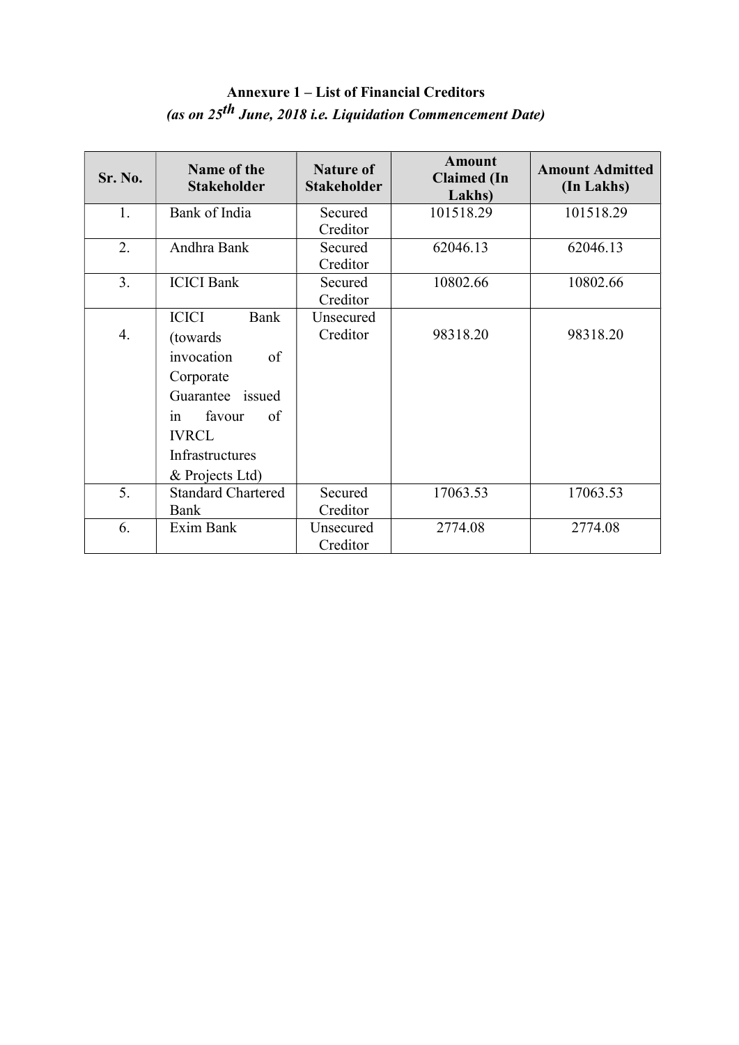**Annexure 1 – List of Financial Creditors**

***(as on 25th June, 2018 i.e. Liquidation Commencement Date)***

| Sr. No. | Name of the Stakeholder | Nature of Stakeholder | Amount Claimed (In Lakhs) | Amount Admitted (In Lakhs) |
|---|---|---|---|---|
| 1. | Bank of India | Secured Creditor | 101518.29 | 101518.29 |
| 2. | Andhra Bank | Secured Creditor | 62046.13 | 62046.13 |
| 3. | ICICI Bank | Secured Creditor | 10802.66 | 10802.66 |
| 4. | ICICI Bank (towards invocation of Corporate Guarantee issued in favour of IVRCL Infrastructures & Projects Ltd) | Unsecured Creditor | 98318.20 | 98318.20 |
| 5. | Standard Chartered Bank | Secured Creditor | 17063.53 | 17063.53 |
| 6. | Exim Bank | Unsecured Creditor | 2774.08 | 2774.08 |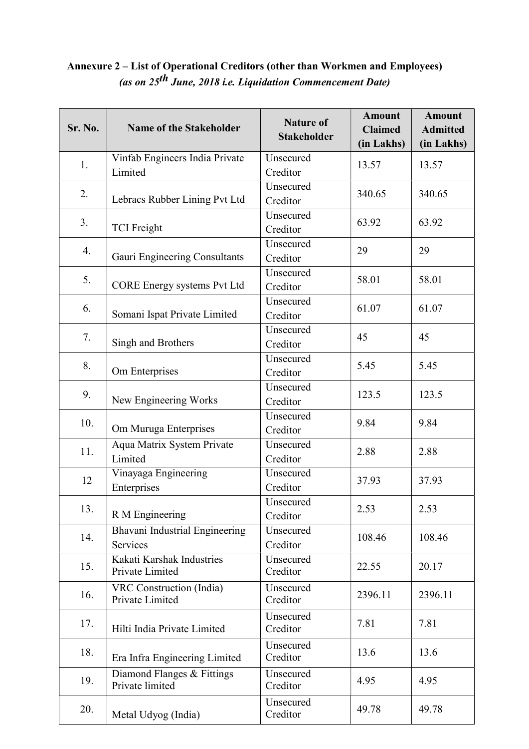**Annexure 2 – List of Operational Creditors (other than Workmen and Employees)**

***(as on 25th June, 2018 i.e. Liquidation Commencement Date)***

| Sr. No. | Name of the Stakeholder | Nature of Stakeholder | Amount Claimed (in Lakhs) | Amount Admitted (in Lakhs) |
|---|---|---|---|---|
| 1. | Vinfab Engineers India Private Limited | Unsecured Creditor | 13.57 | 13.57 |
| 2. | Lebracs Rubber Lining Pvt Ltd | Unsecured Creditor | 340.65 | 340.65 |
| 3. | TCI Freight | Unsecured Creditor | 63.92 | 63.92 |
| 4. | Gauri Engineering Consultants | Unsecured Creditor | 29 | 29 |
| 5. | CORE Energy systems Pvt Ltd | Unsecured Creditor | 58.01 | 58.01 |
| 6. | Somani Ispat Private Limited | Unsecured Creditor | 61.07 | 61.07 |
| 7. | Singh and Brothers | Unsecured Creditor | 45 | 45 |
| 8. | Om Enterprises | Unsecured Creditor | 5.45 | 5.45 |
| 9. | New Engineering Works | Unsecured Creditor | 123.5 | 123.5 |
| 10. | Om Muruga Enterprises | Unsecured Creditor | 9.84 | 9.84 |
| 11. | Aqua Matrix System Private Limited | Unsecured Creditor | 2.88 | 2.88 |
| 12 | Vinayaga Engineering Enterprises | Unsecured Creditor | 37.93 | 37.93 |
| 13. | R M Engineering | Unsecured Creditor | 2.53 | 2.53 |
| 14. | Bhavani Industrial Engineering Services | Unsecured Creditor | 108.46 | 108.46 |
| 15. | Kakati Karshak Industries Private Limited | Unsecured Creditor | 22.55 | 20.17 |
| 16. | VRC Construction (India) Private Limited | Unsecured Creditor | 2396.11 | 2396.11 |
| 17. | Hilti India Private Limited | Unsecured Creditor | 7.81 | 7.81 |
| 18. | Era Infra Engineering Limited | Unsecured Creditor | 13.6 | 13.6 |
| 19. | Diamond Flanges & Fittings Private limited | Unsecured Creditor | 4.95 | 4.95 |
| 20. | Metal Udyog (India) | Unsecured Creditor | 49.78 | 49.78 |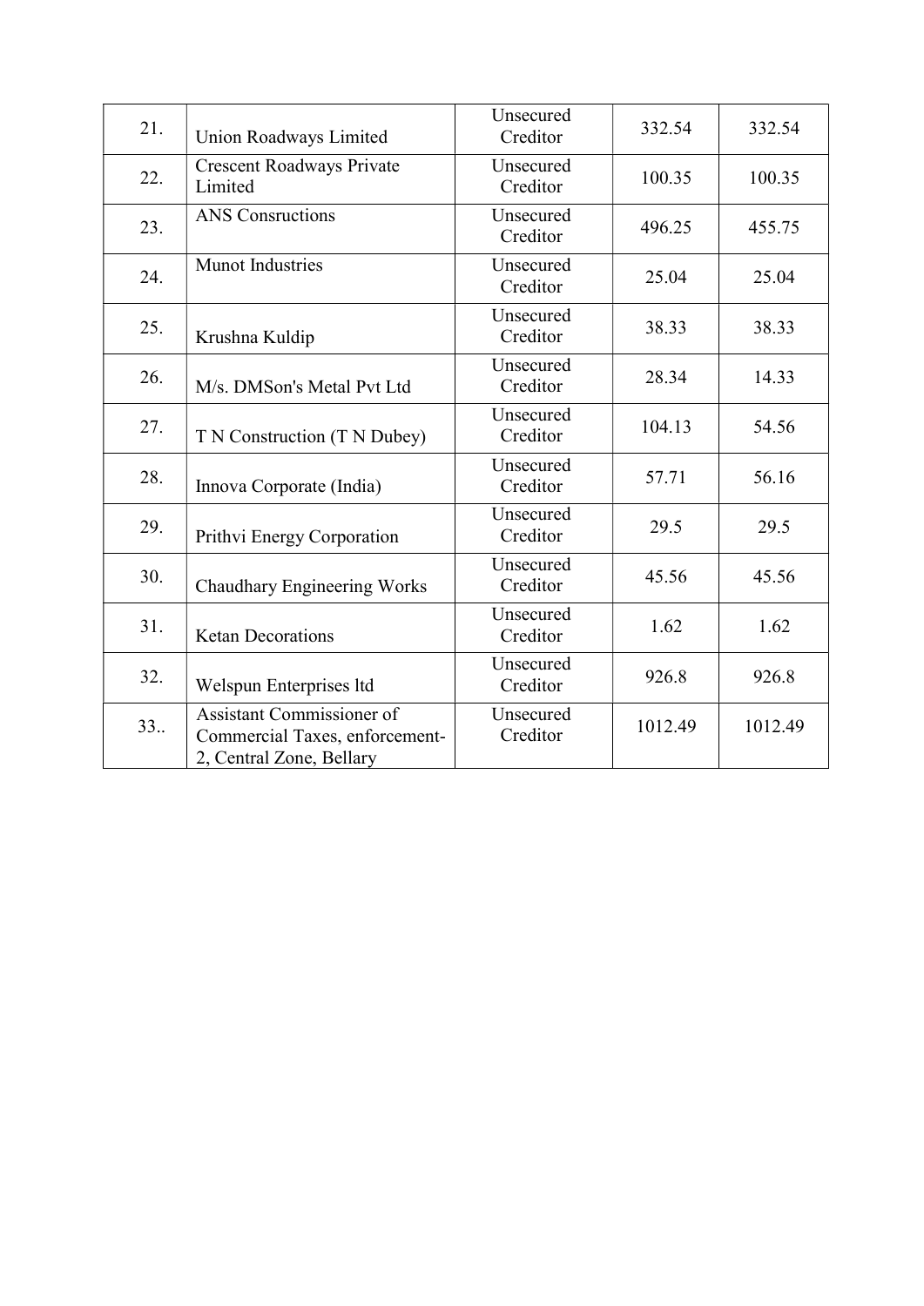| 21. | Union Roadways Limited | Unsecured Creditor | 332.54 | 332.54 |
|---|---|---|---|---|
| 22. | Crescent Roadways Private Limited | Unsecured Creditor | 100.35 | 100.35 |
| 23. | ANS Consructions | Unsecured Creditor | 496.25 | 455.75 |
| 24. | Munot Industries | Unsecured Creditor | 25.04 | 25.04 |
| 25. | Krushna Kuldip | Unsecured Creditor | 38.33 | 38.33 |
| 26. | M/s. DMSon's Metal Pvt Ltd | Unsecured Creditor | 28.34 | 14.33 |
| 27. | T N Construction (T N Dubey) | Unsecured Creditor | 104.13 | 54.56 |
| 28. | Innova Corporate (India) | Unsecured Creditor | 57.71 | 56.16 |
| 29. | Prithvi Energy Corporation | Unsecured Creditor | 29.5 | 29.5 |
| 30. | Chaudhary Engineering Works | Unsecured Creditor | 45.56 | 45.56 |
| 31. | Ketan Decorations | Unsecured Creditor | 1.62 | 1.62 |
| 32. | Welspun Enterprises ltd | Unsecured Creditor | 926.8 | 926.8 |
| 33.. | Assistant Commissioner of Commercial Taxes, enforcement-2, Central Zone, Bellary | Unsecured Creditor | 1012.49 | 1012.49 |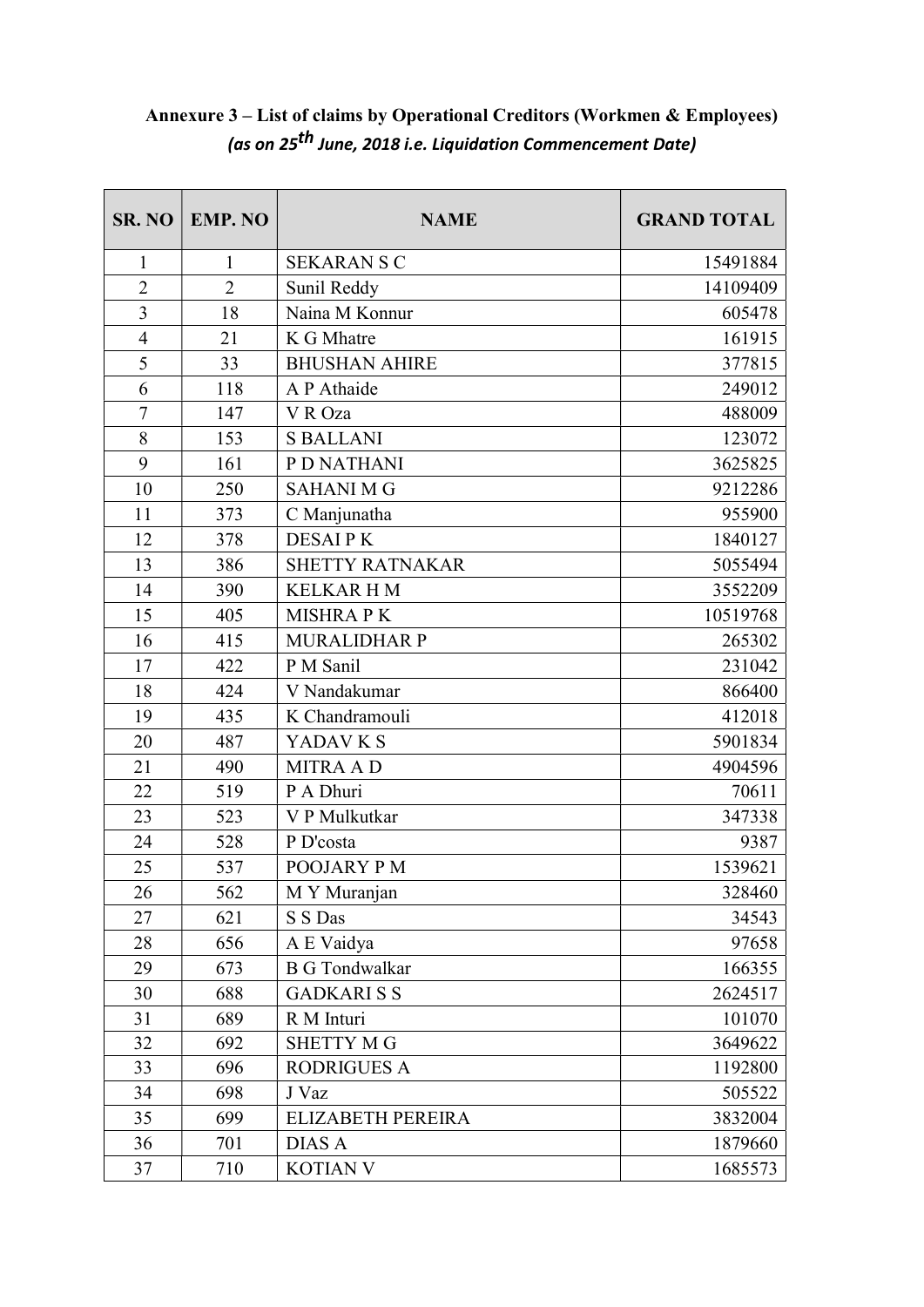**Annexure 3 – List of claims by Operational Creditors (Workmen & Employees)**

***(as on 25th June, 2018 i.e. Liquidation Commencement Date)***

| SR. NO | EMP. NO | NAME | GRAND TOTAL |
|---|---|---|---|
| 1 | 1 | SEKARAN S C | 15491884 |
| 2 | 2 | Sunil Reddy | 14109409 |
| 3 | 18 | Naina M Konnur | 605478 |
| 4 | 21 | K G Mhatre | 161915 |
| 5 | 33 | BHUSHAN AHIRE | 377815 |
| 6 | 118 | A P Athaide | 249012 |
| 7 | 147 | V R Oza | 488009 |
| 8 | 153 | S BALLANI | 123072 |
| 9 | 161 | P D NATHANI | 3625825 |
| 10 | 250 | SAHANI M G | 9212286 |
| 11 | 373 | C Manjunatha | 955900 |
| 12 | 378 | DESAI P K | 1840127 |
| 13 | 386 | SHETTY RATNAKAR | 5055494 |
| 14 | 390 | KELKAR H M | 3552209 |
| 15 | 405 | MISHRA P K | 10519768 |
| 16 | 415 | MURALIDHAR P | 265302 |
| 17 | 422 | P M Sanil | 231042 |
| 18 | 424 | V Nandakumar | 866400 |
| 19 | 435 | K Chandramouli | 412018 |
| 20 | 487 | YADAV K S | 5901834 |
| 21 | 490 | MITRA A D | 4904596 |
| 22 | 519 | P A Dhuri | 70611 |
| 23 | 523 | V P Mulkutkar | 347338 |
| 24 | 528 | P D'costa | 9387 |
| 25 | 537 | POOJARY P M | 1539621 |
| 26 | 562 | M Y Muranjan | 328460 |
| 27 | 621 | S S Das | 34543 |
| 28 | 656 | A E Vaidya | 97658 |
| 29 | 673 | B G Tondwalkar | 166355 |
| 30 | 688 | GADKARI S S | 2624517 |
| 31 | 689 | R M Inturi | 101070 |
| 32 | 692 | SHETTY M G | 3649622 |
| 33 | 696 | RODRIGUES A | 1192800 |
| 34 | 698 | J Vaz | 505522 |
| 35 | 699 | ELIZABETH PEREIRA | 3832004 |
| 36 | 701 | DIAS A | 1879660 |
| 37 | 710 | KOTIAN V | 1685573 |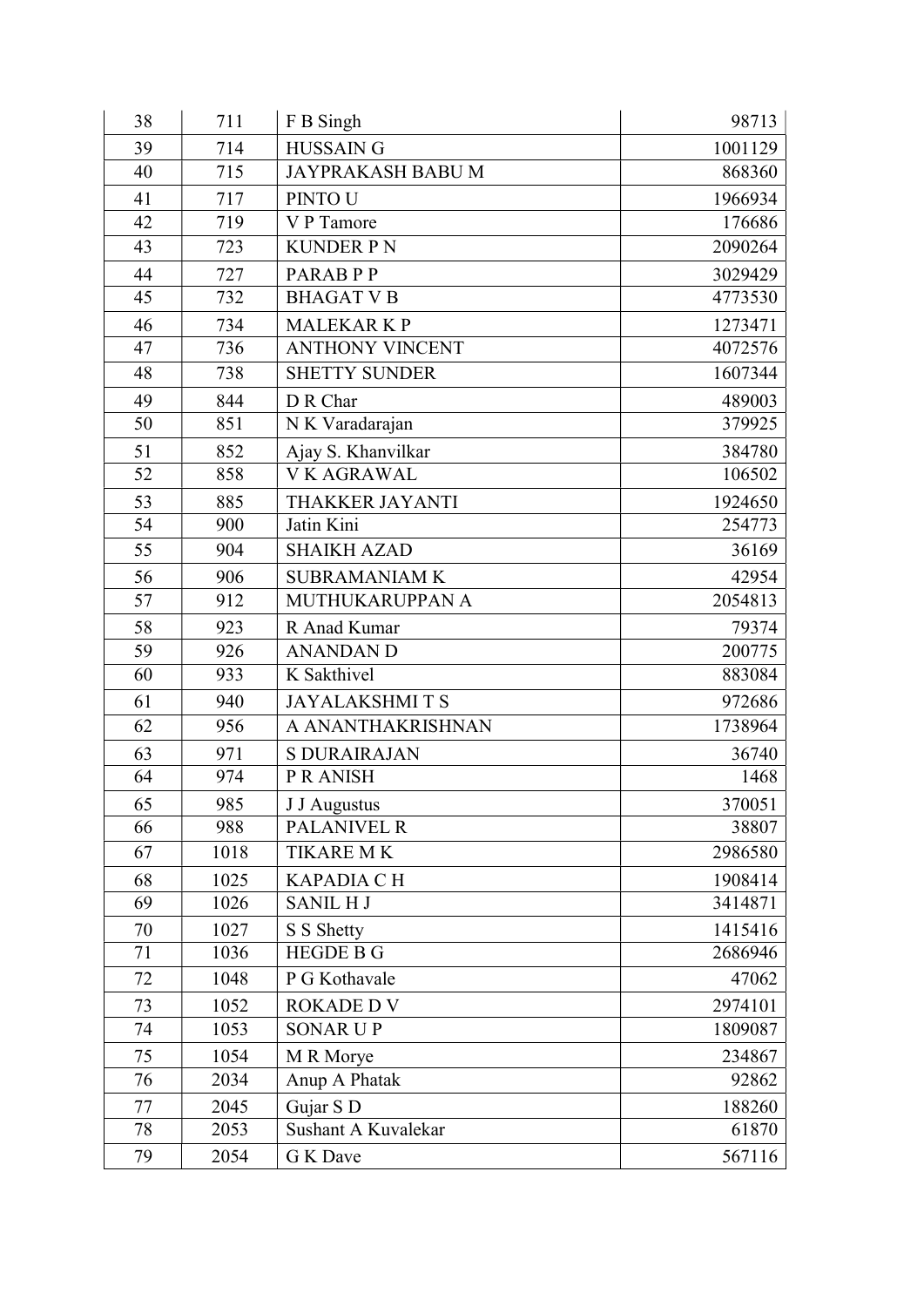| 38 | 711 | F B Singh | 98713 |
|---|---|---|---|
| 39 | 714 | HUSSAIN G | 1001129 |
| 40 | 715 | JAYPRAKASH BABU M | 868360 |
| 41 | 717 | PINTO U | 1966934 |
| 42 | 719 | V P Tamore | 176686 |
| 43 | 723 | KUNDER P N | 2090264 |
| 44 | 727 | PARAB P P | 3029429 |
| 45 | 732 | BHAGAT V B | 4773530 |
| 46 | 734 | MALEKAR K P | 1273471 |
| 47 | 736 | ANTHONY VINCENT | 4072576 |
| 48 | 738 | SHETTY SUNDER | 1607344 |
| 49 | 844 | D R Char | 489003 |
| 50 | 851 | N K Varadarajan | 379925 |
| 51 | 852 | Ajay S. Khanvilkar | 384780 |
| 52 | 858 | V K AGRAWAL | 106502 |
| 53 | 885 | THAKKER JAYANTI | 1924650 |
| 54 | 900 | Jatin Kini | 254773 |
| 55 | 904 | SHAIKH AZAD | 36169 |
| 56 | 906 | SUBRAMANIAM K | 42954 |
| 57 | 912 | MUTHUKARUPPAN A | 2054813 |
| 58 | 923 | R Anad Kumar | 79374 |
| 59 | 926 | ANANDAN D | 200775 |
| 60 | 933 | K Sakthivel | 883084 |
| 61 | 940 | JAYALAKSHMI T S | 972686 |
| 62 | 956 | A ANANTHAKRISHNAN | 1738964 |
| 63 | 971 | S DURAIRAJAN | 36740 |
| 64 | 974 | P R ANISH | 1468 |
| 65 | 985 | J J Augustus | 370051 |
| 66 | 988 | PALANIVEL R | 38807 |
| 67 | 1018 | TIKARE M K | 2986580 |
| 68 | 1025 | KAPADIA C H | 1908414 |
| 69 | 1026 | SANIL H J | 3414871 |
| 70 | 1027 | S S Shetty | 1415416 |
| 71 | 1036 | HEGDE B G | 2686946 |
| 72 | 1048 | P G Kothavale | 47062 |
| 73 | 1052 | ROKADE D V | 2974101 |
| 74 | 1053 | SONAR U P | 1809087 |
| 75 | 1054 | M R Morye | 234867 |
| 76 | 2034 | Anup A Phatak | 92862 |
| 77 | 2045 | Gujar S D | 188260 |
| 78 | 2053 | Sushant A Kuvalekar | 61870 |
| 79 | 2054 | G K Dave | 567116 |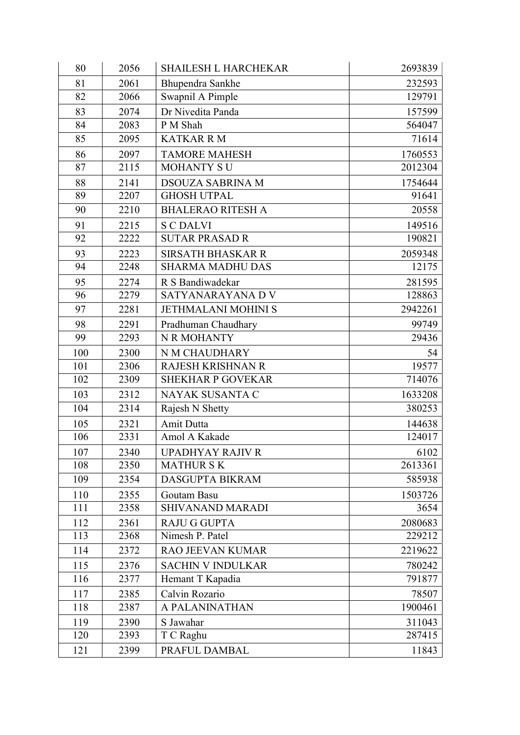| 80 | 2056 | SHAILESH L HARCHEKAR | 2693839 |
|---|---|---|---|
| 81 | 2061 | Bhupendra Sankhe | 232593 |
| 82 | 2066 | Swapnil A Pimple | 129791 |
| 83 | 2074 | Dr Nivedita Panda | 157599 |
| 84 | 2083 | P M Shah | 564047 |
| 85 | 2095 | KATKAR R M | 71614 |
| 86 | 2097 | TAMORE MAHESH | 1760553 |
| 87 | 2115 | MOHANTY S U | 2012304 |
| 88 | 2141 | DSOUZA SABRINA M | 1754644 |
| 89 | 2207 | GHOSH UTPAL | 91641 |
| 90 | 2210 | BHALERAO RITESH A | 20558 |
| 91 | 2215 | S C DALVI | 149516 |
| 92 | 2222 | SUTAR PRASAD R | 190821 |
| 93 | 2223 | SIRSATH BHASKAR R | 2059348 |
| 94 | 2248 | SHARMA MADHU DAS | 12175 |
| 95 | 2274 | R S Bandiwadekar | 281595 |
| 96 | 2279 | SATYANARAYANA D V | 128863 |
| 97 | 2281 | JETHMALANI MOHINI S | 2942261 |
| 98 | 2291 | Pradhuman Chaudhary | 99749 |
| 99 | 2293 | N R MOHANTY | 29436 |
| 100 | 2300 | N M CHAUDHARY | 54 |
| 101 | 2306 | RAJESH KRISHNAN R | 19577 |
| 102 | 2309 | SHEKHAR P GOVEKAR | 714076 |
| 103 | 2312 | NAYAK SUSANTA C | 1633208 |
| 104 | 2314 | Rajesh N Shetty | 380253 |
| 105 | 2321 | Amit Dutta | 144638 |
| 106 | 2331 | Amol A Kakade | 124017 |
| 107 | 2340 | UPADHYAY RAJIV R | 6102 |
| 108 | 2350 | MATHUR S K | 2613361 |
| 109 | 2354 | DASGUPTA BIKRAM | 585938 |
| 110 | 2355 | Goutam Basu | 1503726 |
| 111 | 2358 | SHIVANAND MARADI | 3654 |
| 112 | 2361 | RAJU G GUPTA | 2080683 |
| 113 | 2368 | Nimesh P. Patel | 229212 |
| 114 | 2372 | RAO JEEVAN KUMAR | 2219622 |
| 115 | 2376 | SACHIN V INDULKAR | 780242 |
| 116 | 2377 | Hemant T Kapadia | 791877 |
| 117 | 2385 | Calvin Rozario | 78507 |
| 118 | 2387 | A PALANINATHAN | 1900461 |
| 119 | 2390 | S Jawahar | 311043 |
| 120 | 2393 | T C Raghu | 287415 |
| 121 | 2399 | PRAFUL DAMBAL | 11843 |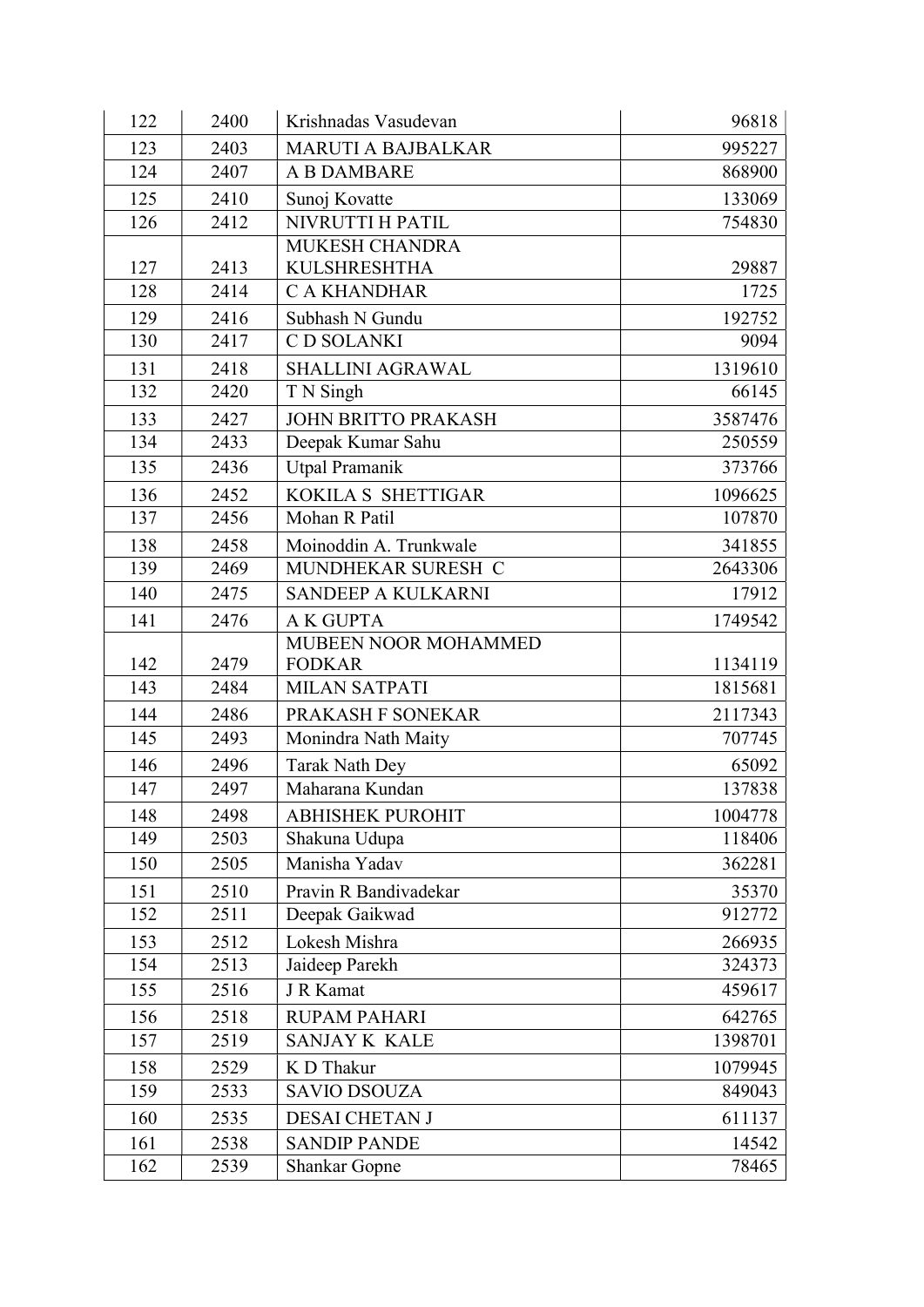| 122 | 2400 | Krishnadas Vasudevan | 96818 |
|---|---|---|---|
| 123 | 2403 | MARUTI A BAJBALKAR | 995227 |
| 124 | 2407 | A B DAMBARE | 868900 |
| 125 | 2410 | Sunoj Kovatte | 133069 |
| 126 | 2412 | NIVRUTTI H PATIL | 754830 |
| 127 | 2413 | MUKESH CHANDRA KULSHRESHTHA | 29887 |
| 128 | 2414 | C A KHANDHAR | 1725 |
| 129 | 2416 | Subhash N Gundu | 192752 |
| 130 | 2417 | C D SOLANKI | 9094 |
| 131 | 2418 | SHALLINI AGRAWAL | 1319610 |
| 132 | 2420 | T N Singh | 66145 |
| 133 | 2427 | JOHN BRITTO PRAKASH | 3587476 |
| 134 | 2433 | Deepak Kumar Sahu | 250559 |
| 135 | 2436 | Utpal Pramanik | 373766 |
| 136 | 2452 | KOKILA S SHETTIGAR | 1096625 |
| 137 | 2456 | Mohan R Patil | 107870 |
| 138 | 2458 | Moinoddin A. Trunkwale | 341855 |
| 139 | 2469 | MUNDHEKAR SURESH C | 2643306 |
| 140 | 2475 | SANDEEP A KULKARNI | 17912 |
| 141 | 2476 | A K GUPTA | 1749542 |
| 142 | 2479 | MUBEEN NOOR MOHAMMED FODKAR | 1134119 |
| 143 | 2484 | MILAN SATPATI | 1815681 |
| 144 | 2486 | PRAKASH F SONEKAR | 2117343 |
| 145 | 2493 | Monindra Nath Maity | 707745 |
| 146 | 2496 | Tarak Nath Dey | 65092 |
| 147 | 2497 | Maharana Kundan | 137838 |
| 148 | 2498 | ABHISHEK PUROHIT | 1004778 |
| 149 | 2503 | Shakuna Udupa | 118406 |
| 150 | 2505 | Manisha Yadav | 362281 |
| 151 | 2510 | Pravin R Bandivadekar | 35370 |
| 152 | 2511 | Deepak Gaikwad | 912772 |
| 153 | 2512 | Lokesh Mishra | 266935 |
| 154 | 2513 | Jaideep Parekh | 324373 |
| 155 | 2516 | J R Kamat | 459617 |
| 156 | 2518 | RUPAM PAHARI | 642765 |
| 157 | 2519 | SANJAY K KALE | 1398701 |
| 158 | 2529 | K D Thakur | 1079945 |
| 159 | 2533 | SAVIO DSOUZA | 849043 |
| 160 | 2535 | DESAI CHETAN J | 611137 |
| 161 | 2538 | SANDIP PANDE | 14542 |
| 162 | 2539 | Shankar Gopne | 78465 |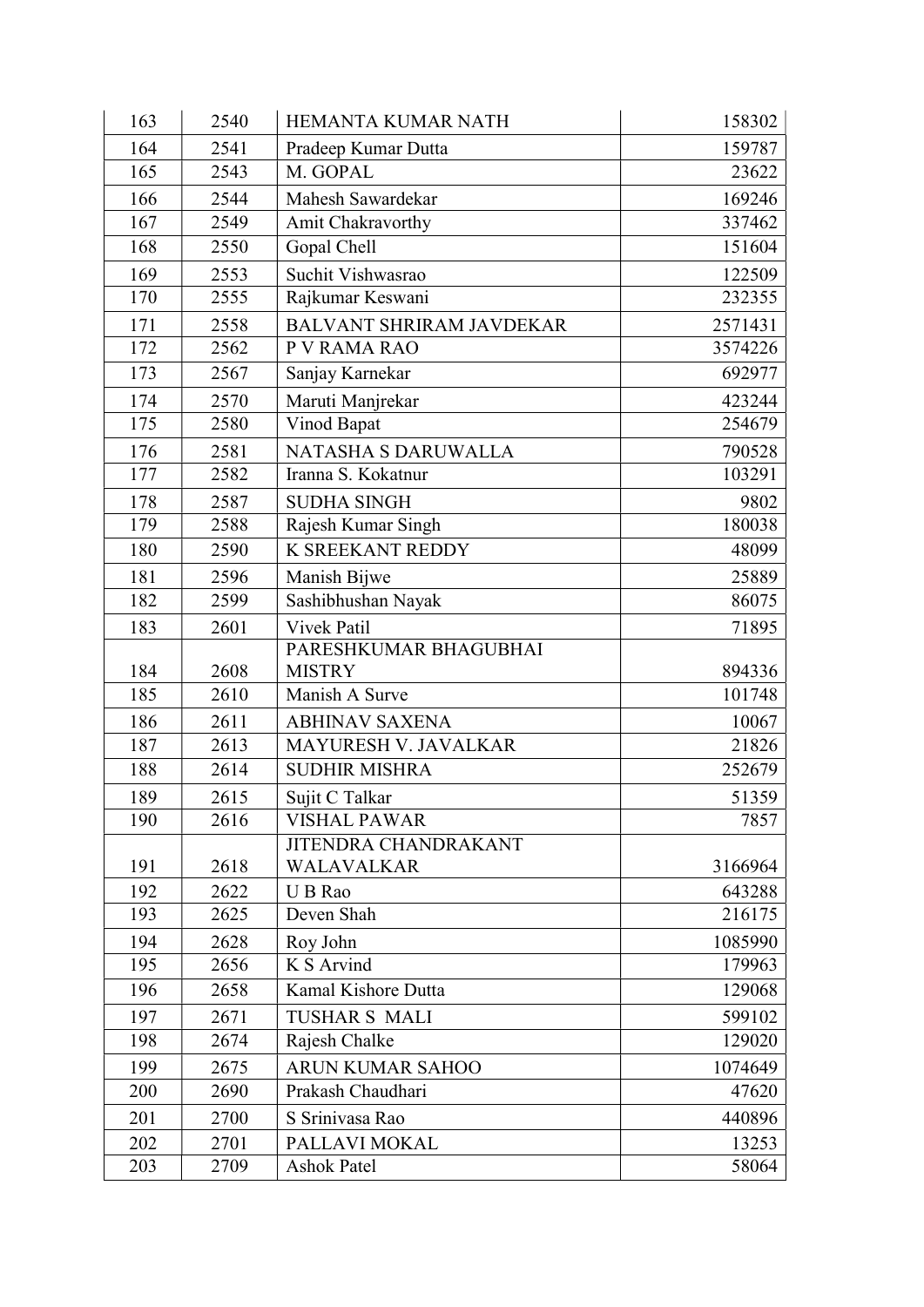| | | | |
|---|---|---|---|
| 163 | 2540 | HEMANTA KUMAR NATH | 158302 |
| 164 | 2541 | Pradeep Kumar Dutta | 159787 |
| 165 | 2543 | M. GOPAL | 23622 |
| 166 | 2544 | Mahesh Sawardekar | 169246 |
| 167 | 2549 | Amit Chakravorthy | 337462 |
| 168 | 2550 | Gopal Chell | 151604 |
| 169 | 2553 | Suchit Vishwasrao | 122509 |
| 170 | 2555 | Rajkumar Keswani | 232355 |
| 171 | 2558 | BALVANT SHRIRAM JAVDEKAR | 2571431 |
| 172 | 2562 | P V RAMA RAO | 3574226 |
| 173 | 2567 | Sanjay Karnekar | 692977 |
| 174 | 2570 | Maruti Manjrekar | 423244 |
| 175 | 2580 | Vinod Bapat | 254679 |
| 176 | 2581 | NATASHA S DARUWALLA | 790528 |
| 177 | 2582 | Iranna S. Kokatnur | 103291 |
| 178 | 2587 | SUDHA SINGH | 9802 |
| 179 | 2588 | Rajesh Kumar Singh | 180038 |
| 180 | 2590 | K SREEKANT REDDY | 48099 |
| 181 | 2596 | Manish Bijwe | 25889 |
| 182 | 2599 | Sashibhushan Nayak | 86075 |
| 183 | 2601 | Vivek Patil | 71895 |
| 184 | 2608 | PARESHKUMAR BHAGUBHAI MISTRY | 894336 |
| 185 | 2610 | Manish A Surve | 101748 |
| 186 | 2611 | ABHINAV SAXENA | 10067 |
| 187 | 2613 | MAYURESH V. JAVALKAR | 21826 |
| 188 | 2614 | SUDHIR MISHRA | 252679 |
| 189 | 2615 | Sujit C Talkar | 51359 |
| 190 | 2616 | VISHAL PAWAR | 7857 |
| 191 | 2618 | JITENDRA CHANDRAKANT WALAVALKAR | 3166964 |
| 192 | 2622 | U B Rao | 643288 |
| 193 | 2625 | Deven Shah | 216175 |
| 194 | 2628 | Roy John | 1085990 |
| 195 | 2656 | K S Arvind | 179963 |
| 196 | 2658 | Kamal Kishore Dutta | 129068 |
| 197 | 2671 | TUSHAR S MALI | 599102 |
| 198 | 2674 | Rajesh Chalke | 129020 |
| 199 | 2675 | ARUN KUMAR SAHOO | 1074649 |
| 200 | 2690 | Prakash Chaudhari | 47620 |
| 201 | 2700 | S Srinivasa Rao | 440896 |
| 202 | 2701 | PALLAVI MOKAL | 13253 |
| 203 | 2709 | Ashok Patel | 58064 |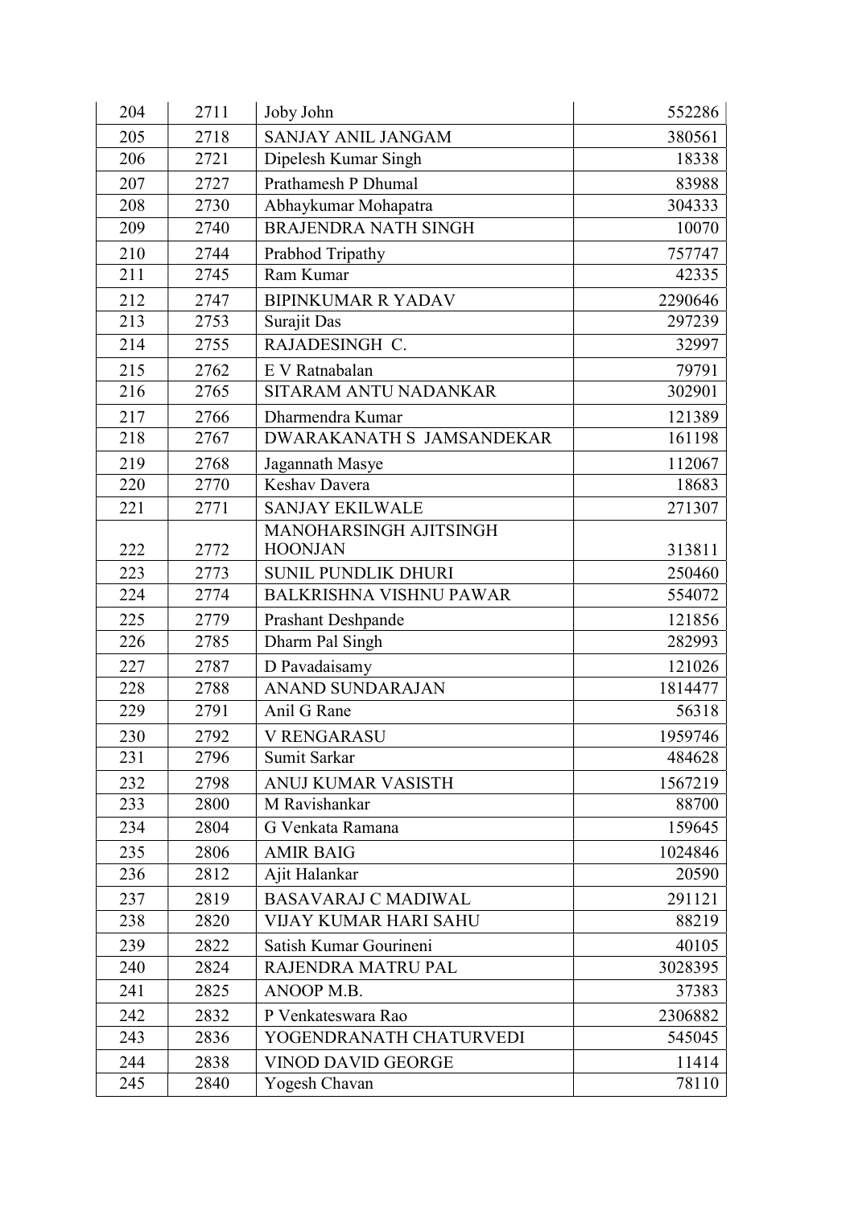| 204 | 2711 | Joby John | 552286 |
|---|---|---|---|
| 205 | 2718 | SANJAY ANIL JANGAM | 380561 |
| 206 | 2721 | Dipelesh Kumar Singh | 18338 |
| 207 | 2727 | Prathamesh P Dhumal | 83988 |
| 208 | 2730 | Abhaykumar Mohapatra | 304333 |
| 209 | 2740 | BRAJENDRA NATH SINGH | 10070 |
| 210 | 2744 | Prabhod Tripathy | 757747 |
| 211 | 2745 | Ram Kumar | 42335 |
| 212 | 2747 | BIPINKUMAR R YADAV | 2290646 |
| 213 | 2753 | Surajit Das | 297239 |
| 214 | 2755 | RAJADESINGH C. | 32997 |
| 215 | 2762 | E V Ratnabalan | 79791 |
| 216 | 2765 | SITARAM ANTU NADANKAR | 302901 |
| 217 | 2766 | Dharmendra Kumar | 121389 |
| 218 | 2767 | DWARAKANATH S JAMSANDEKAR | 161198 |
| 219 | 2768 | Jagannath Masye | 112067 |
| 220 | 2770 | Keshav Davera | 18683 |
| 221 | 2771 | SANJAY EKILWALE | 271307 |
| 222 | 2772 | MANOHARSINGH AJITSINGH HOONJAN | 313811 |
| 223 | 2773 | SUNIL PUNDLIK DHURI | 250460 |
| 224 | 2774 | BALKRISHNA VISHNU PAWAR | 554072 |
| 225 | 2779 | Prashant Deshpande | 121856 |
| 226 | 2785 | Dharm Pal Singh | 282993 |
| 227 | 2787 | D Pavadaisamy | 121026 |
| 228 | 2788 | ANAND SUNDARAJAN | 1814477 |
| 229 | 2791 | Anil G Rane | 56318 |
| 230 | 2792 | V RENGARASU | 1959746 |
| 231 | 2796 | Sumit Sarkar | 484628 |
| 232 | 2798 | ANUJ KUMAR VASISTH | 1567219 |
| 233 | 2800 | M Ravishankar | 88700 |
| 234 | 2804 | G Venkata Ramana | 159645 |
| 235 | 2806 | AMIR BAIG | 1024846 |
| 236 | 2812 | Ajit Halankar | 20590 |
| 237 | 2819 | BASAVARAJ C MADIWAL | 291121 |
| 238 | 2820 | VIJAY KUMAR HARI SAHU | 88219 |
| 239 | 2822 | Satish Kumar Gourineni | 40105 |
| 240 | 2824 | RAJENDRA MATRU PAL | 3028395 |
| 241 | 2825 | ANOOP M.B. | 37383 |
| 242 | 2832 | P Venkateswara Rao | 2306882 |
| 243 | 2836 | YOGENDRANATH CHATURVEDI | 545045 |
| 244 | 2838 | VINOD DAVID GEORGE | 11414 |
| 245 | 2840 | Yogesh Chavan | 78110 |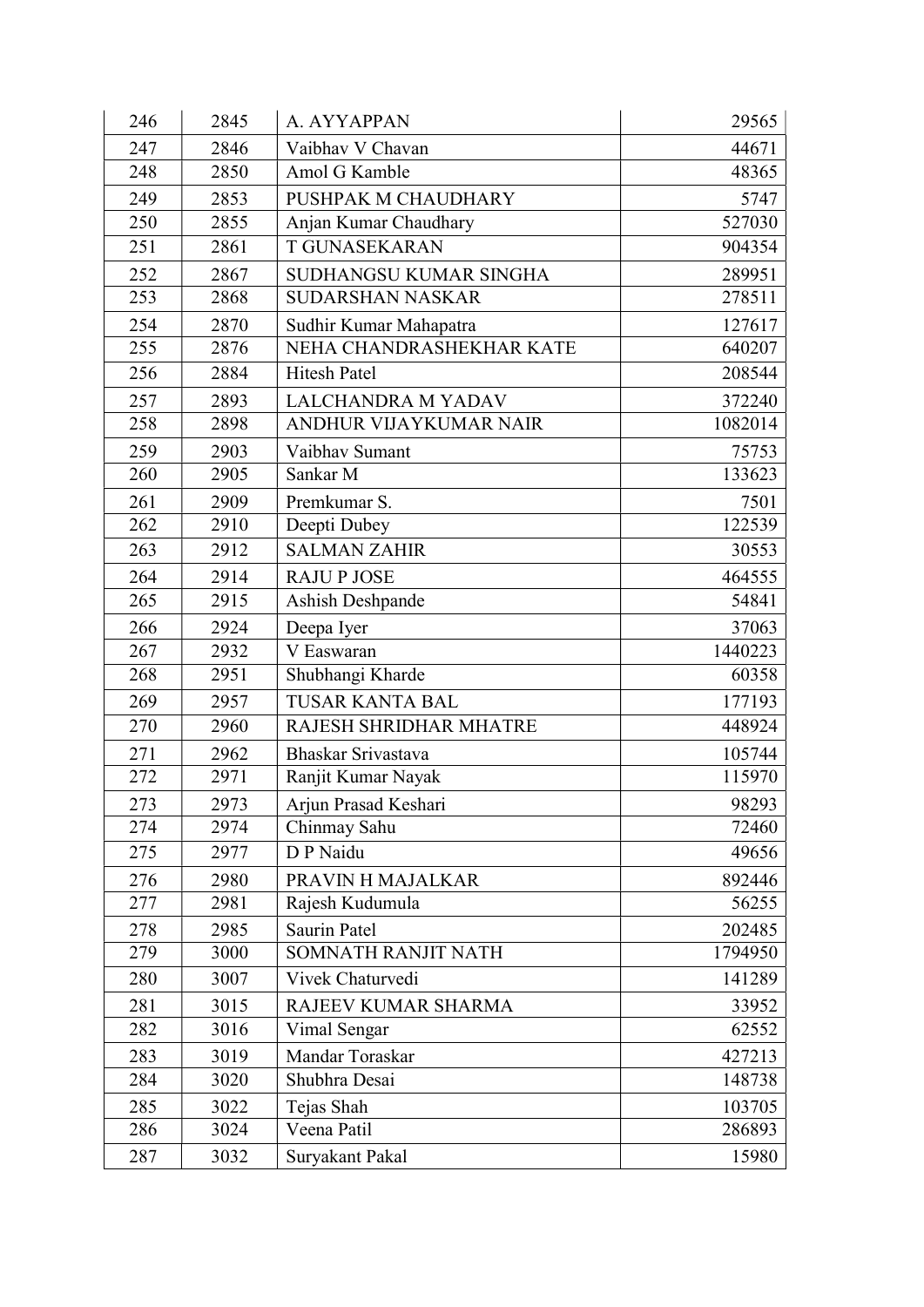| 246 | 2845 | A. AYYAPPAN | 29565 |
|---|---|---|---|
| 247 | 2846 | Vaibhav V Chavan | 44671 |
| 248 | 2850 | Amol G Kamble | 48365 |
| 249 | 2853 | PUSHPAK M CHAUDHARY | 5747 |
| 250 | 2855 | Anjan Kumar Chaudhary | 527030 |
| 251 | 2861 | T GUNASEKARAN | 904354 |
| 252 | 2867 | SUDHANGSU KUMAR SINGHA | 289951 |
| 253 | 2868 | SUDARSHAN NASKAR | 278511 |
| 254 | 2870 | Sudhir Kumar Mahapatra | 127617 |
| 255 | 2876 | NEHA CHANDRASHEKHAR KATE | 640207 |
| 256 | 2884 | Hitesh Patel | 208544 |
| 257 | 2893 | LALCHANDRA M YADAV | 372240 |
| 258 | 2898 | ANDHUR VIJAYKUMAR NAIR | 1082014 |
| 259 | 2903 | Vaibhav Sumant | 75753 |
| 260 | 2905 | Sankar M | 133623 |
| 261 | 2909 | Premkumar S. | 7501 |
| 262 | 2910 | Deepti Dubey | 122539 |
| 263 | 2912 | SALMAN ZAHIR | 30553 |
| 264 | 2914 | RAJU P JOSE | 464555 |
| 265 | 2915 | Ashish Deshpande | 54841 |
| 266 | 2924 | Deepa Iyer | 37063 |
| 267 | 2932 | V Easwaran | 1440223 |
| 268 | 2951 | Shubhangi Kharde | 60358 |
| 269 | 2957 | TUSAR KANTA BAL | 177193 |
| 270 | 2960 | RAJESH SHRIDHAR MHATRE | 448924 |
| 271 | 2962 | Bhaskar Srivastava | 105744 |
| 272 | 2971 | Ranjit Kumar Nayak | 115970 |
| 273 | 2973 | Arjun Prasad Keshari | 98293 |
| 274 | 2974 | Chinmay Sahu | 72460 |
| 275 | 2977 | D P Naidu | 49656 |
| 276 | 2980 | PRAVIN H MAJALKAR | 892446 |
| 277 | 2981 | Rajesh Kudumula | 56255 |
| 278 | 2985 | Saurin Patel | 202485 |
| 279 | 3000 | SOMNATH RANJIT NATH | 1794950 |
| 280 | 3007 | Vivek Chaturvedi | 141289 |
| 281 | 3015 | RAJEEV KUMAR SHARMA | 33952 |
| 282 | 3016 | Vimal Sengar | 62552 |
| 283 | 3019 | Mandar Toraskar | 427213 |
| 284 | 3020 | Shubhra Desai | 148738 |
| 285 | 3022 | Tejas Shah | 103705 |
| 286 | 3024 | Veena Patil | 286893 |
| 287 | 3032 | Suryakant Pakal | 15980 |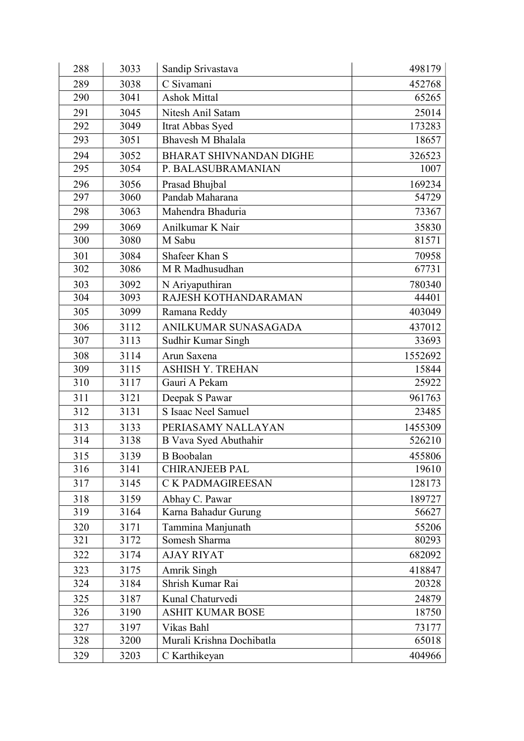| | | | |
|---|---|---|---|
| 288 | 3033 | Sandip Srivastava | 498179 |
| 289 | 3038 | C Sivamani | 452768 |
| 290 | 3041 | Ashok Mittal | 65265 |
| 291 | 3045 | Nitesh Anil Satam | 25014 |
| 292 | 3049 | Itrat Abbas Syed | 173283 |
| 293 | 3051 | Bhavesh M Bhalala | 18657 |
| 294 | 3052 | BHARAT SHIVNANDAN DIGHE | 326523 |
| 295 | 3054 | P. BALASUBRAMANIAN | 1007 |
| 296 | 3056 | Prasad Bhujbal | 169234 |
| 297 | 3060 | Pandab Maharana | 54729 |
| 298 | 3063 | Mahendra Bhaduria | 73367 |
| 299 | 3069 | Anilkumar K Nair | 35830 |
| 300 | 3080 | M Sabu | 81571 |
| 301 | 3084 | Shafeer Khan S | 70958 |
| 302 | 3086 | M R Madhusudhan | 67731 |
| 303 | 3092 | N Ariyaputhiran | 780340 |
| 304 | 3093 | RAJESH KOTHANDARAMAN | 44401 |
| 305 | 3099 | Ramana Reddy | 403049 |
| 306 | 3112 | ANILKUMAR SUNASAGADA | 437012 |
| 307 | 3113 | Sudhir Kumar Singh | 33693 |
| 308 | 3114 | Arun Saxena | 1552692 |
| 309 | 3115 | ASHISH Y. TREHAN | 15844 |
| 310 | 3117 | Gauri A Pekam | 25922 |
| 311 | 3121 | Deepak S Pawar | 961763 |
| 312 | 3131 | S Isaac Neel Samuel | 23485 |
| 313 | 3133 | PERIASAMY NALLAYAN | 1455309 |
| 314 | 3138 | B Vava Syed Abuthahir | 526210 |
| 315 | 3139 | B Boobalan | 455806 |
| 316 | 3141 | CHIRANJEEB PAL | 19610 |
| 317 | 3145 | C K PADMAGIREESAN | 128173 |
| 318 | 3159 | Abhay C. Pawar | 189727 |
| 319 | 3164 | Karna Bahadur Gurung | 56627 |
| 320 | 3171 | Tammina Manjunath | 55206 |
| 321 | 3172 | Somesh Sharma | 80293 |
| 322 | 3174 | AJAY RIYAT | 682092 |
| 323 | 3175 | Amrik Singh | 418847 |
| 324 | 3184 | Shrish Kumar Rai | 20328 |
| 325 | 3187 | Kunal Chaturvedi | 24879 |
| 326 | 3190 | ASHIT KUMAR BOSE | 18750 |
| 327 | 3197 | Vikas Bahl | 73177 |
| 328 | 3200 | Murali Krishna Dochibatla | 65018 |
| 329 | 3203 | C Karthikeyan | 404966 |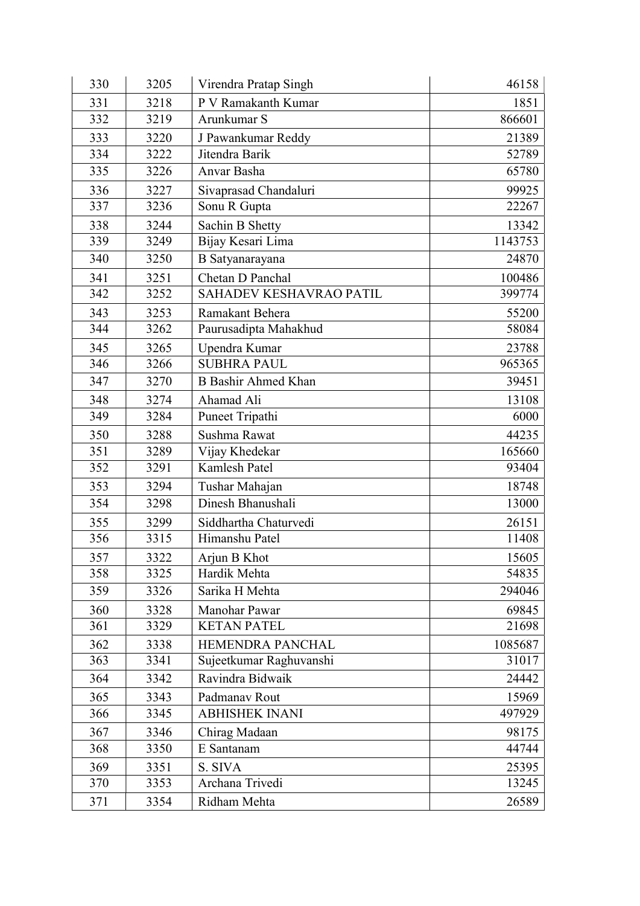| 330 | 3205 | Virendra Pratap Singh | 46158 |
|---|---|---|---|
| 331 | 3218 | P V Ramakanth Kumar | 1851 |
| 332 | 3219 | Arunkumar S | 866601 |
| 333 | 3220 | J Pawankumar Reddy | 21389 |
| 334 | 3222 | Jitendra Barik | 52789 |
| 335 | 3226 | Anvar Basha | 65780 |
| 336 | 3227 | Sivaprasad Chandaluri | 99925 |
| 337 | 3236 | Sonu R Gupta | 22267 |
| 338 | 3244 | Sachin B Shetty | 13342 |
| 339 | 3249 | Bijay Kesari Lima | 1143753 |
| 340 | 3250 | B Satyanarayana | 24870 |
| 341 | 3251 | Chetan D Panchal | 100486 |
| 342 | 3252 | SAHADEV KESHAVRAO PATIL | 399774 |
| 343 | 3253 | Ramakant Behera | 55200 |
| 344 | 3262 | Paurusadipta Mahakhud | 58084 |
| 345 | 3265 | Upendra Kumar | 23788 |
| 346 | 3266 | SUBHRA PAUL | 965365 |
| 347 | 3270 | B Bashir Ahmed Khan | 39451 |
| 348 | 3274 | Ahamad Ali | 13108 |
| 349 | 3284 | Puneet Tripathi | 6000 |
| 350 | 3288 | Sushma Rawat | 44235 |
| 351 | 3289 | Vijay Khedekar | 165660 |
| 352 | 3291 | Kamlesh Patel | 93404 |
| 353 | 3294 | Tushar Mahajan | 18748 |
| 354 | 3298 | Dinesh Bhanushali | 13000 |
| 355 | 3299 | Siddhartha Chaturvedi | 26151 |
| 356 | 3315 | Himanshu Patel | 11408 |
| 357 | 3322 | Arjun B Khot | 15605 |
| 358 | 3325 | Hardik Mehta | 54835 |
| 359 | 3326 | Sarika H Mehta | 294046 |
| 360 | 3328 | Manohar Pawar | 69845 |
| 361 | 3329 | KETAN PATEL | 21698 |
| 362 | 3338 | HEMENDRA PANCHAL | 1085687 |
| 363 | 3341 | Sujeetkumar Raghuvanshi | 31017 |
| 364 | 3342 | Ravindra Bidwaik | 24442 |
| 365 | 3343 | Padmanav Rout | 15969 |
| 366 | 3345 | ABHISHEK INANI | 497929 |
| 367 | 3346 | Chirag Madaan | 98175 |
| 368 | 3350 | E Santanam | 44744 |
| 369 | 3351 | S. SIVA | 25395 |
| 370 | 3353 | Archana Trivedi | 13245 |
| 371 | 3354 | Ridham Mehta | 26589 |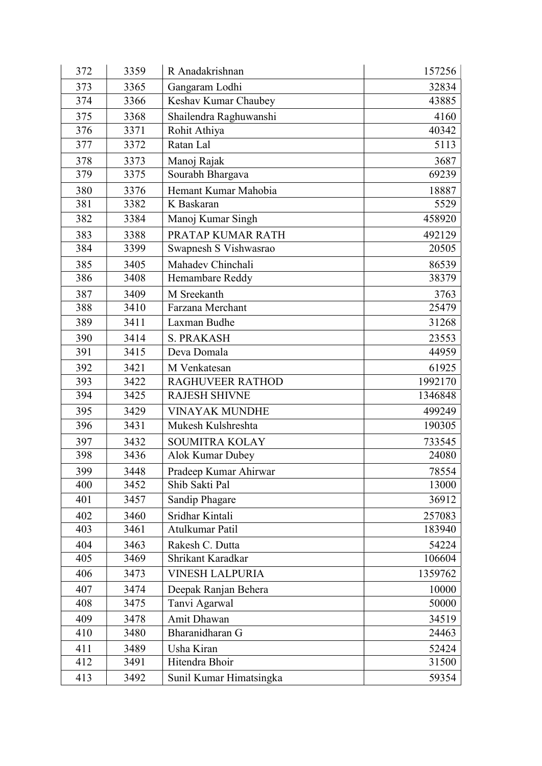| | | | |
|---|---|---|---|
| 372 | 3359 | R Anadakrishnan | 157256 |
| 373 | 3365 | Gangaram Lodhi | 32834 |
| 374 | 3366 | Keshav Kumar Chaubey | 43885 |
| 375 | 3368 | Shailendra Raghuwanshi | 4160 |
| 376 | 3371 | Rohit Athiya | 40342 |
| 377 | 3372 | Ratan Lal | 5113 |
| 378 | 3373 | Manoj Rajak | 3687 |
| 379 | 3375 | Sourabh Bhargava | 69239 |
| 380 | 3376 | Hemant Kumar Mahobia | 18887 |
| 381 | 3382 | K Baskaran | 5529 |
| 382 | 3384 | Manoj Kumar Singh | 458920 |
| 383 | 3388 | PRATAP KUMAR RATH | 492129 |
| 384 | 3399 | Swapnesh S Vishwasrao | 20505 |
| 385 | 3405 | Mahadev Chinchali | 86539 |
| 386 | 3408 | Hemambare Reddy | 38379 |
| 387 | 3409 | M Sreekanth | 3763 |
| 388 | 3410 | Farzana Merchant | 25479 |
| 389 | 3411 | Laxman Budhe | 31268 |
| 390 | 3414 | S. PRAKASH | 23553 |
| 391 | 3415 | Deva Domala | 44959 |
| 392 | 3421 | M Venkatesan | 61925 |
| 393 | 3422 | RAGHUVEER RATHOD | 1992170 |
| 394 | 3425 | RAJESH SHIVNE | 1346848 |
| 395 | 3429 | VINAYAK MUNDHE | 499249 |
| 396 | 3431 | Mukesh Kulshreshta | 190305 |
| 397 | 3432 | SOUMITRA KOLAY | 733545 |
| 398 | 3436 | Alok Kumar Dubey | 24080 |
| 399 | 3448 | Pradeep Kumar Ahirwar | 78554 |
| 400 | 3452 | Shib Sakti Pal | 13000 |
| 401 | 3457 | Sandip Phagare | 36912 |
| 402 | 3460 | Sridhar Kintali | 257083 |
| 403 | 3461 | Atulkumar Patil | 183940 |
| 404 | 3463 | Rakesh C. Dutta | 54224 |
| 405 | 3469 | Shrikant Karadkar | 106604 |
| 406 | 3473 | VINESH LALPURIA | 1359762 |
| 407 | 3474 | Deepak Ranjan Behera | 10000 |
| 408 | 3475 | Tanvi Agarwal | 50000 |
| 409 | 3478 | Amit Dhawan | 34519 |
| 410 | 3480 | Bharanidharan G | 24463 |
| 411 | 3489 | Usha Kiran | 52424 |
| 412 | 3491 | Hitendra Bhoir | 31500 |
| 413 | 3492 | Sunil Kumar Himatsingka | 59354 |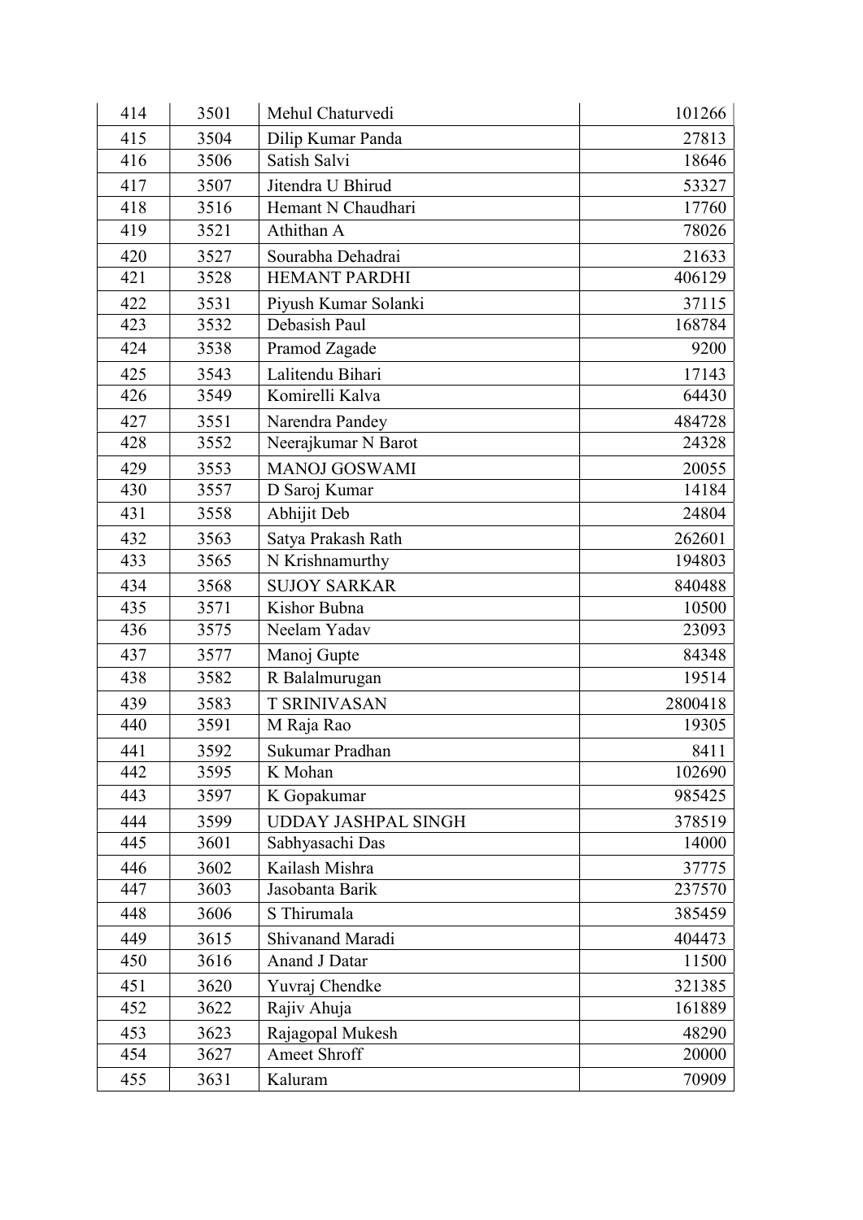| | | | |
|---|---|---|---|
| 414 | 3501 | Mehul Chaturvedi | 101266 |
| 415 | 3504 | Dilip Kumar Panda | 27813 |
| 416 | 3506 | Satish Salvi | 18646 |
| 417 | 3507 | Jitendra U Bhirud | 53327 |
| 418 | 3516 | Hemant N Chaudhari | 17760 |
| 419 | 3521 | Athithan A | 78026 |
| 420 | 3527 | Sourabha Dehadrai | 21633 |
| 421 | 3528 | HEMANT PARDHI | 406129 |
| 422 | 3531 | Piyush Kumar Solanki | 37115 |
| 423 | 3532 | Debasish Paul | 168784 |
| 424 | 3538 | Pramod Zagade | 9200 |
| 425 | 3543 | Lalitendu Bihari | 17143 |
| 426 | 3549 | Komirelli Kalva | 64430 |
| 427 | 3551 | Narendra Pandey | 484728 |
| 428 | 3552 | Neerajkumar N Barot | 24328 |
| 429 | 3553 | MANOJ GOSWAMI | 20055 |
| 430 | 3557 | D Saroj Kumar | 14184 |
| 431 | 3558 | Abhijit Deb | 24804 |
| 432 | 3563 | Satya Prakash Rath | 262601 |
| 433 | 3565 | N Krishnamurthy | 194803 |
| 434 | 3568 | SUJOY SARKAR | 840488 |
| 435 | 3571 | Kishor Bubna | 10500 |
| 436 | 3575 | Neelam Yadav | 23093 |
| 437 | 3577 | Manoj Gupte | 84348 |
| 438 | 3582 | R Balalmurugan | 19514 |
| 439 | 3583 | T SRINIVASAN | 2800418 |
| 440 | 3591 | M Raja Rao | 19305 |
| 441 | 3592 | Sukumar Pradhan | 8411 |
| 442 | 3595 | K Mohan | 102690 |
| 443 | 3597 | K Gopakumar | 985425 |
| 444 | 3599 | UDDAY JASHPAL SINGH | 378519 |
| 445 | 3601 | Sabhyasachi Das | 14000 |
| 446 | 3602 | Kailash Mishra | 37775 |
| 447 | 3603 | Jasobanta Barik | 237570 |
| 448 | 3606 | S Thirumala | 385459 |
| 449 | 3615 | Shivanand Maradi | 404473 |
| 450 | 3616 | Anand J Datar | 11500 |
| 451 | 3620 | Yuvraj Chendke | 321385 |
| 452 | 3622 | Rajiv Ahuja | 161889 |
| 453 | 3623 | Rajagopal Mukesh | 48290 |
| 454 | 3627 | Ameet Shroff | 20000 |
| 455 | 3631 | Kaluram | 70909 |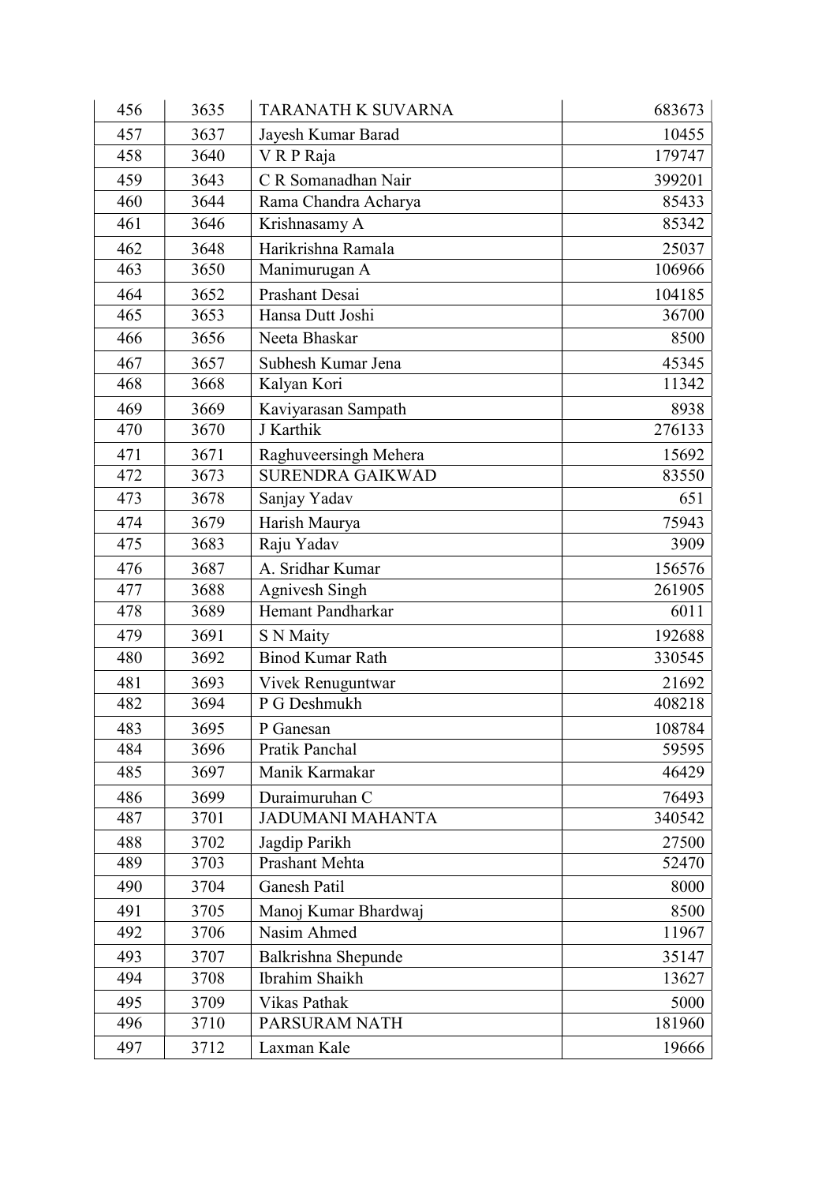| 456 | 3635 | TARANATH K SUVARNA | 683673 |
|---|---|---|---|
| 457 | 3637 | Jayesh Kumar Barad | 10455 |
| 458 | 3640 | V R P Raja | 179747 |
| 459 | 3643 | C R Somanadhan Nair | 399201 |
| 460 | 3644 | Rama Chandra Acharya | 85433 |
| 461 | 3646 | Krishnasamy A | 85342 |
| 462 | 3648 | Harikrishna Ramala | 25037 |
| 463 | 3650 | Manimurugan A | 106966 |
| 464 | 3652 | Prashant Desai | 104185 |
| 465 | 3653 | Hansa Dutt Joshi | 36700 |
| 466 | 3656 | Neeta Bhaskar | 8500 |
| 467 | 3657 | Subhesh Kumar Jena | 45345 |
| 468 | 3668 | Kalyan Kori | 11342 |
| 469 | 3669 | Kaviyarasan Sampath | 8938 |
| 470 | 3670 | J Karthik | 276133 |
| 471 | 3671 | Raghuveersingh Mehera | 15692 |
| 472 | 3673 | SURENDRA GAIKWAD | 83550 |
| 473 | 3678 | Sanjay Yadav | 651 |
| 474 | 3679 | Harish Maurya | 75943 |
| 475 | 3683 | Raju Yadav | 3909 |
| 476 | 3687 | A. Sridhar Kumar | 156576 |
| 477 | 3688 | Agnivesh Singh | 261905 |
| 478 | 3689 | Hemant Pandharkar | 6011 |
| 479 | 3691 | S N Maity | 192688 |
| 480 | 3692 | Binod Kumar Rath | 330545 |
| 481 | 3693 | Vivek Renuguntwar | 21692 |
| 482 | 3694 | P G Deshmukh | 408218 |
| 483 | 3695 | P Ganesan | 108784 |
| 484 | 3696 | Pratik Panchal | 59595 |
| 485 | 3697 | Manik Karmakar | 46429 |
| 486 | 3699 | Duraimuruhan C | 76493 |
| 487 | 3701 | JADUMANI MAHANTA | 340542 |
| 488 | 3702 | Jagdip Parikh | 27500 |
| 489 | 3703 | Prashant Mehta | 52470 |
| 490 | 3704 | Ganesh Patil | 8000 |
| 491 | 3705 | Manoj Kumar Bhardwaj | 8500 |
| 492 | 3706 | Nasim Ahmed | 11967 |
| 493 | 3707 | Balkrishna Shepunde | 35147 |
| 494 | 3708 | Ibrahim Shaikh | 13627 |
| 495 | 3709 | Vikas Pathak | 5000 |
| 496 | 3710 | PARSURAM NATH | 181960 |
| 497 | 3712 | Laxman Kale | 19666 |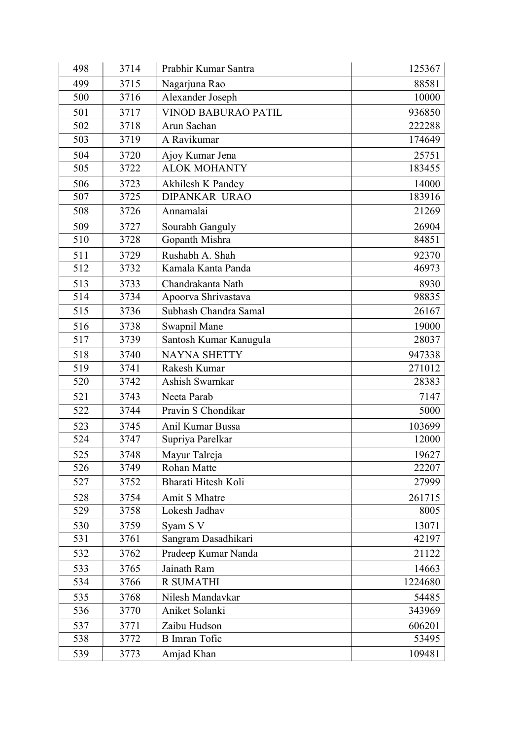| 498 | 3714 | Prabhir Kumar Santra | 125367 |
|---|---|---|---|
| 499 | 3715 | Nagarjuna Rao | 88581 |
| 500 | 3716 | Alexander Joseph | 10000 |
| 501 | 3717 | VINOD BABURAO PATIL | 936850 |
| 502 | 3718 | Arun Sachan | 222288 |
| 503 | 3719 | A Ravikumar | 174649 |
| 504 | 3720 | Ajoy Kumar Jena | 25751 |
| 505 | 3722 | ALOK MOHANTY | 183455 |
| 506 | 3723 | Akhilesh K Pandey | 14000 |
| 507 | 3725 | DIPANKAR URAO | 183916 |
| 508 | 3726 | Annamalai | 21269 |
| 509 | 3727 | Sourabh Ganguly | 26904 |
| 510 | 3728 | Gopanth Mishra | 84851 |
| 511 | 3729 | Rushabh A. Shah | 92370 |
| 512 | 3732 | Kamala Kanta Panda | 46973 |
| 513 | 3733 | Chandrakanta Nath | 8930 |
| 514 | 3734 | Apoorva Shrivastava | 98835 |
| 515 | 3736 | Subhash Chandra Samal | 26167 |
| 516 | 3738 | Swapnil Mane | 19000 |
| 517 | 3739 | Santosh Kumar Kanugula | 28037 |
| 518 | 3740 | NAYNA SHETTY | 947338 |
| 519 | 3741 | Rakesh Kumar | 271012 |
| 520 | 3742 | Ashish Swarnkar | 28383 |
| 521 | 3743 | Neeta Parab | 7147 |
| 522 | 3744 | Pravin S Chondikar | 5000 |
| 523 | 3745 | Anil Kumar Bussa | 103699 |
| 524 | 3747 | Supriya Parelkar | 12000 |
| 525 | 3748 | Mayur Talreja | 19627 |
| 526 | 3749 | Rohan Matte | 22207 |
| 527 | 3752 | Bharati Hitesh Koli | 27999 |
| 528 | 3754 | Amit S Mhatre | 261715 |
| 529 | 3758 | Lokesh Jadhav | 8005 |
| 530 | 3759 | Syam S V | 13071 |
| 531 | 3761 | Sangram Dasadhikari | 42197 |
| 532 | 3762 | Pradeep Kumar Nanda | 21122 |
| 533 | 3765 | Jainath Ram | 14663 |
| 534 | 3766 | R SUMATHI | 1224680 |
| 535 | 3768 | Nilesh Mandavkar | 54485 |
| 536 | 3770 | Aniket Solanki | 343969 |
| 537 | 3771 | Zaibu Hudson | 606201 |
| 538 | 3772 | B Imran Tofic | 53495 |
| 539 | 3773 | Amjad Khan | 109481 |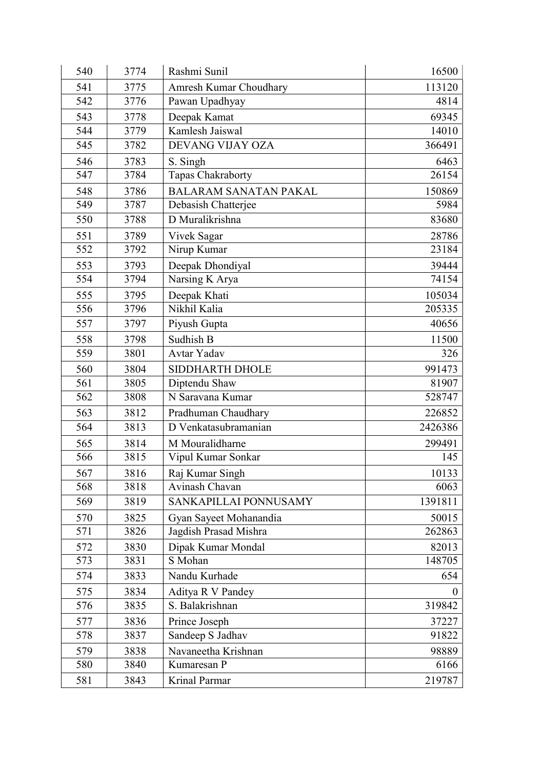| 540 | 3774 | Rashmi Sunil | 16500 |
|---|---|---|---|
| 541 | 3775 | Amresh Kumar Choudhary | 113120 |
| 542 | 3776 | Pawan Upadhyay | 4814 |
| 543 | 3778 | Deepak Kamat | 69345 |
| 544 | 3779 | Kamlesh Jaiswal | 14010 |
| 545 | 3782 | DEVANG VIJAY OZA | 366491 |
| 546 | 3783 | S. Singh | 6463 |
| 547 | 3784 | Tapas Chakraborty | 26154 |
| 548 | 3786 | BALARAM SANATAN PAKAL | 150869 |
| 549 | 3787 | Debasish Chatterjee | 5984 |
| 550 | 3788 | D Muralikrishna | 83680 |
| 551 | 3789 | Vivek Sagar | 28786 |
| 552 | 3792 | Nirup Kumar | 23184 |
| 553 | 3793 | Deepak Dhondiyal | 39444 |
| 554 | 3794 | Narsing K Arya | 74154 |
| 555 | 3795 | Deepak Khati | 105034 |
| 556 | 3796 | Nikhil Kalia | 205335 |
| 557 | 3797 | Piyush Gupta | 40656 |
| 558 | 3798 | Sudhish B | 11500 |
| 559 | 3801 | Avtar Yadav | 326 |
| 560 | 3804 | SIDDHARTH DHOLE | 991473 |
| 561 | 3805 | Diptendu Shaw | 81907 |
| 562 | 3808 | N Saravana Kumar | 528747 |
| 563 | 3812 | Pradhuman Chaudhary | 226852 |
| 564 | 3813 | D Venkatasubramanian | 2426386 |
| 565 | 3814 | M Mouralidharne | 299491 |
| 566 | 3815 | Vipul Kumar Sonkar | 145 |
| 567 | 3816 | Raj Kumar Singh | 10133 |
| 568 | 3818 | Avinash Chavan | 6063 |
| 569 | 3819 | SANKAPILLAI PONNUSAMY | 1391811 |
| 570 | 3825 | Gyan Sayeet Mohanandia | 50015 |
| 571 | 3826 | Jagdish Prasad Mishra | 262863 |
| 572 | 3830 | Dipak Kumar Mondal | 82013 |
| 573 | 3831 | S Mohan | 148705 |
| 574 | 3833 | Nandu Kurhade | 654 |
| 575 | 3834 | Aditya R V Pandey | 0 |
| 576 | 3835 | S. Balakrishnan | 319842 |
| 577 | 3836 | Prince Joseph | 37227 |
| 578 | 3837 | Sandeep S Jadhav | 91822 |
| 579 | 3838 | Navaneetha Krishnan | 98889 |
| 580 | 3840 | Kumaresan P | 6166 |
| 581 | 3843 | Krinal Parmar | 219787 |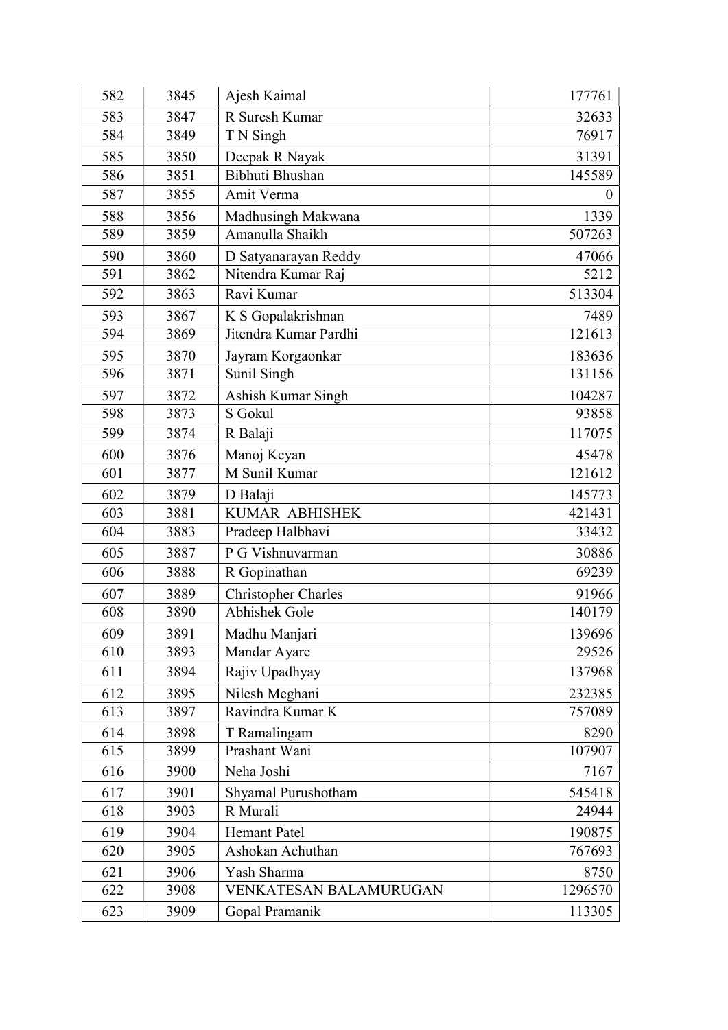| | | | |
|---|---|---|---|
| 582 | 3845 | Ajesh Kaimal | 177761 |
| 583 | 3847 | R Suresh Kumar | 32633 |
| 584 | 3849 | T N Singh | 76917 |
| 585 | 3850 | Deepak R Nayak | 31391 |
| 586 | 3851 | Bibhuti Bhushan | 145589 |
| 587 | 3855 | Amit Verma | 0 |
| 588 | 3856 | Madhusingh Makwana | 1339 |
| 589 | 3859 | Amanulla Shaikh | 507263 |
| 590 | 3860 | D Satyanarayan Reddy | 47066 |
| 591 | 3862 | Nitendra Kumar Raj | 5212 |
| 592 | 3863 | Ravi Kumar | 513304 |
| 593 | 3867 | K S Gopalakrishnan | 7489 |
| 594 | 3869 | Jitendra Kumar Pardhi | 121613 |
| 595 | 3870 | Jayram Korgaonkar | 183636 |
| 596 | 3871 | Sunil Singh | 131156 |
| 597 | 3872 | Ashish Kumar Singh | 104287 |
| 598 | 3873 | S Gokul | 93858 |
| 599 | 3874 | R Balaji | 117075 |
| 600 | 3876 | Manoj Keyan | 45478 |
| 601 | 3877 | M Sunil Kumar | 121612 |
| 602 | 3879 | D Balaji | 145773 |
| 603 | 3881 | KUMAR ABHISHEK | 421431 |
| 604 | 3883 | Pradeep Halbhavi | 33432 |
| 605 | 3887 | P G Vishnuvarman | 30886 |
| 606 | 3888 | R Gopinathan | 69239 |
| 607 | 3889 | Christopher Charles | 91966 |
| 608 | 3890 | Abhishek Gole | 140179 |
| 609 | 3891 | Madhu Manjari | 139696 |
| 610 | 3893 | Mandar Ayare | 29526 |
| 611 | 3894 | Rajiv Upadhyay | 137968 |
| 612 | 3895 | Nilesh Meghani | 232385 |
| 613 | 3897 | Ravindra Kumar K | 757089 |
| 614 | 3898 | T Ramalingam | 8290 |
| 615 | 3899 | Prashant Wani | 107907 |
| 616 | 3900 | Neha Joshi | 7167 |
| 617 | 3901 | Shyamal Purushotham | 545418 |
| 618 | 3903 | R Murali | 24944 |
| 619 | 3904 | Hemant Patel | 190875 |
| 620 | 3905 | Ashokan Achuthan | 767693 |
| 621 | 3906 | Yash Sharma | 8750 |
| 622 | 3908 | VENKATESAN BALAMURUGAN | 1296570 |
| 623 | 3909 | Gopal Pramanik | 113305 |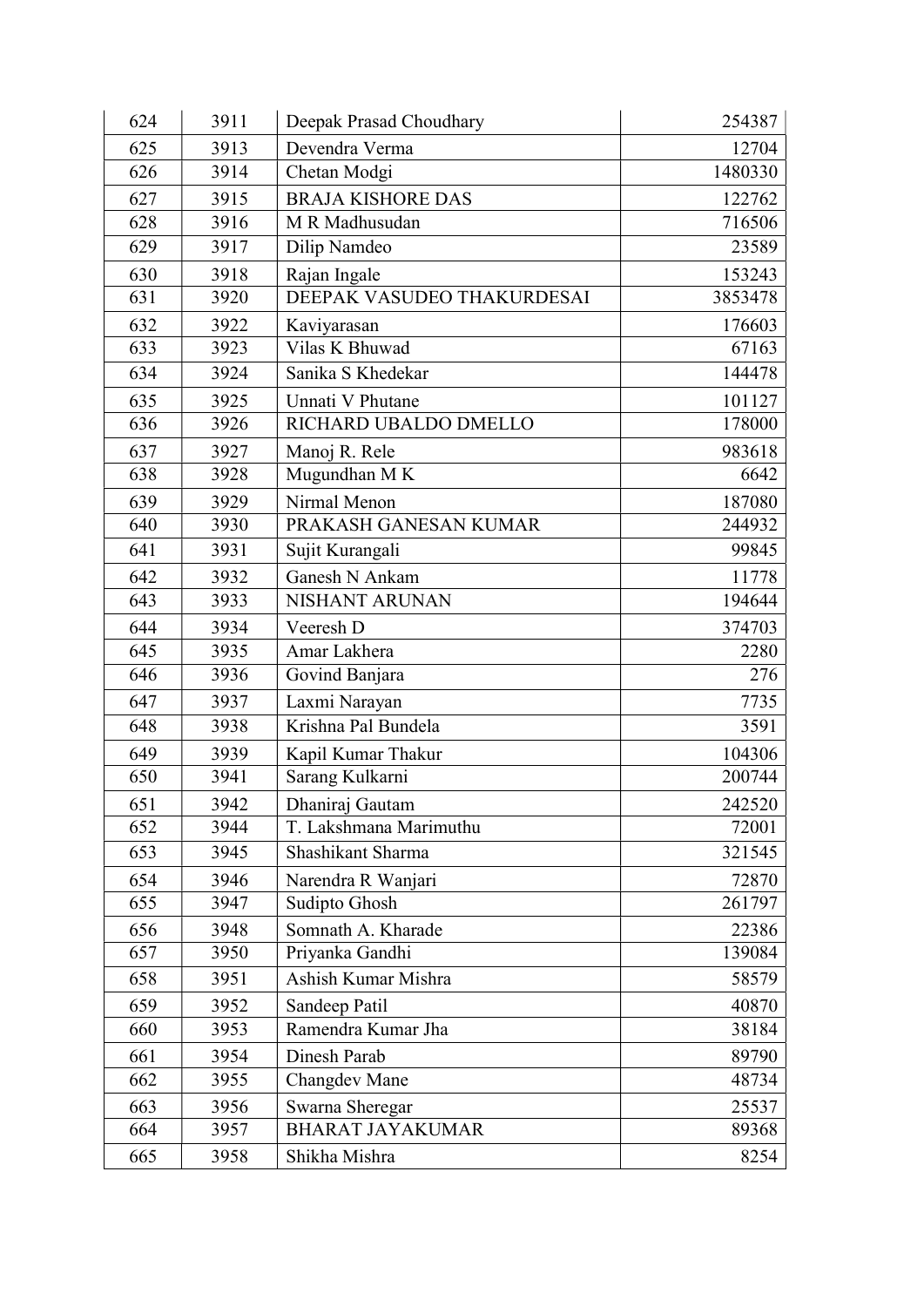| 624 | 3911 | Deepak Prasad Choudhary | 254387 |
|---|---|---|---|
| 625 | 3913 | Devendra Verma | 12704 |
| 626 | 3914 | Chetan Modgi | 1480330 |
| 627 | 3915 | BRAJA KISHORE DAS | 122762 |
| 628 | 3916 | M R Madhusudan | 716506 |
| 629 | 3917 | Dilip Namdeo | 23589 |
| 630 | 3918 | Rajan Ingale | 153243 |
| 631 | 3920 | DEEPAK VASUDEO THAKURDESAI | 3853478 |
| 632 | 3922 | Kaviyarasan | 176603 |
| 633 | 3923 | Vilas K Bhuwad | 67163 |
| 634 | 3924 | Sanika S Khedekar | 144478 |
| 635 | 3925 | Unnati V Phutane | 101127 |
| 636 | 3926 | RICHARD UBALDO DMELLO | 178000 |
| 637 | 3927 | Manoj R. Rele | 983618 |
| 638 | 3928 | Mugundhan M K | 6642 |
| 639 | 3929 | Nirmal Menon | 187080 |
| 640 | 3930 | PRAKASH GANESAN KUMAR | 244932 |
| 641 | 3931 | Sujit Kurangali | 99845 |
| 642 | 3932 | Ganesh N Ankam | 11778 |
| 643 | 3933 | NISHANT ARUNAN | 194644 |
| 644 | 3934 | Veeresh D | 374703 |
| 645 | 3935 | Amar Lakhera | 2280 |
| 646 | 3936 | Govind Banjara | 276 |
| 647 | 3937 | Laxmi Narayan | 7735 |
| 648 | 3938 | Krishna Pal Bundela | 3591 |
| 649 | 3939 | Kapil Kumar Thakur | 104306 |
| 650 | 3941 | Sarang Kulkarni | 200744 |
| 651 | 3942 | Dhaniraj Gautam | 242520 |
| 652 | 3944 | T. Lakshmana Marimuthu | 72001 |
| 653 | 3945 | Shashikant Sharma | 321545 |
| 654 | 3946 | Narendra R Wanjari | 72870 |
| 655 | 3947 | Sudipto Ghosh | 261797 |
| 656 | 3948 | Somnath A. Kharade | 22386 |
| 657 | 3950 | Priyanka Gandhi | 139084 |
| 658 | 3951 | Ashish Kumar Mishra | 58579 |
| 659 | 3952 | Sandeep Patil | 40870 |
| 660 | 3953 | Ramendra Kumar Jha | 38184 |
| 661 | 3954 | Dinesh Parab | 89790 |
| 662 | 3955 | Changdev Mane | 48734 |
| 663 | 3956 | Swarna Sheregar | 25537 |
| 664 | 3957 | BHARAT JAYAKUMAR | 89368 |
| 665 | 3958 | Shikha Mishra | 8254 |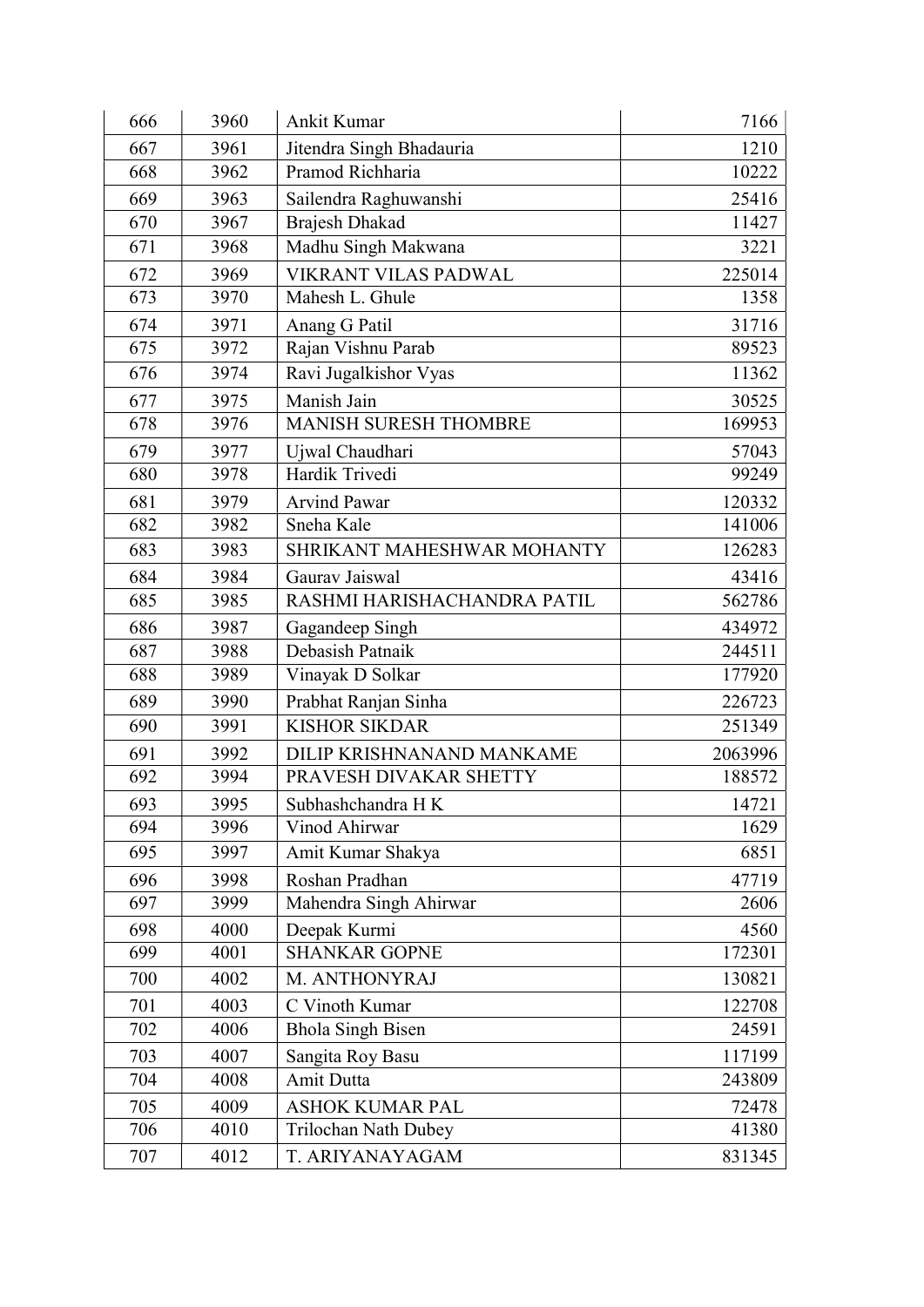| 666 | 3960 | Ankit Kumar | 7166 |
|---|---|---|---|
| 667 | 3961 | Jitendra Singh Bhadauria | 1210 |
| 668 | 3962 | Pramod Richharia | 10222 |
| 669 | 3963 | Sailendra Raghuwanshi | 25416 |
| 670 | 3967 | Brajesh Dhakad | 11427 |
| 671 | 3968 | Madhu Singh Makwana | 3221 |
| 672 | 3969 | VIKRANT VILAS PADWAL | 225014 |
| 673 | 3970 | Mahesh L. Ghule | 1358 |
| 674 | 3971 | Anang G Patil | 31716 |
| 675 | 3972 | Rajan Vishnu Parab | 89523 |
| 676 | 3974 | Ravi Jugalkishor Vyas | 11362 |
| 677 | 3975 | Manish Jain | 30525 |
| 678 | 3976 | MANISH SURESH THOMBRE | 169953 |
| 679 | 3977 | Ujwal Chaudhari | 57043 |
| 680 | 3978 | Hardik Trivedi | 99249 |
| 681 | 3979 | Arvind Pawar | 120332 |
| 682 | 3982 | Sneha Kale | 141006 |
| 683 | 3983 | SHRIKANT MAHESHWAR MOHANTY | 126283 |
| 684 | 3984 | Gaurav Jaiswal | 43416 |
| 685 | 3985 | RASHMI HARISHACHANDRA PATIL | 562786 |
| 686 | 3987 | Gagandeep Singh | 434972 |
| 687 | 3988 | Debasish Patnaik | 244511 |
| 688 | 3989 | Vinayak D Solkar | 177920 |
| 689 | 3990 | Prabhat Ranjan Sinha | 226723 |
| 690 | 3991 | KISHOR SIKDAR | 251349 |
| 691 | 3992 | DILIP KRISHNANAND MANKAME | 2063996 |
| 692 | 3994 | PRAVESH DIVAKAR SHETTY | 188572 |
| 693 | 3995 | Subhashchandra H K | 14721 |
| 694 | 3996 | Vinod Ahirwar | 1629 |
| 695 | 3997 | Amit Kumar Shakya | 6851 |
| 696 | 3998 | Roshan Pradhan | 47719 |
| 697 | 3999 | Mahendra Singh Ahirwar | 2606 |
| 698 | 4000 | Deepak Kurmi | 4560 |
| 699 | 4001 | SHANKAR GOPNE | 172301 |
| 700 | 4002 | M. ANTHONYRAJ | 130821 |
| 701 | 4003 | C Vinoth Kumar | 122708 |
| 702 | 4006 | Bhola Singh Bisen | 24591 |
| 703 | 4007 | Sangita Roy Basu | 117199 |
| 704 | 4008 | Amit Dutta | 243809 |
| 705 | 4009 | ASHOK KUMAR PAL | 72478 |
| 706 | 4010 | Trilochan Nath Dubey | 41380 |
| 707 | 4012 | T. ARIYANAYAGAM | 831345 |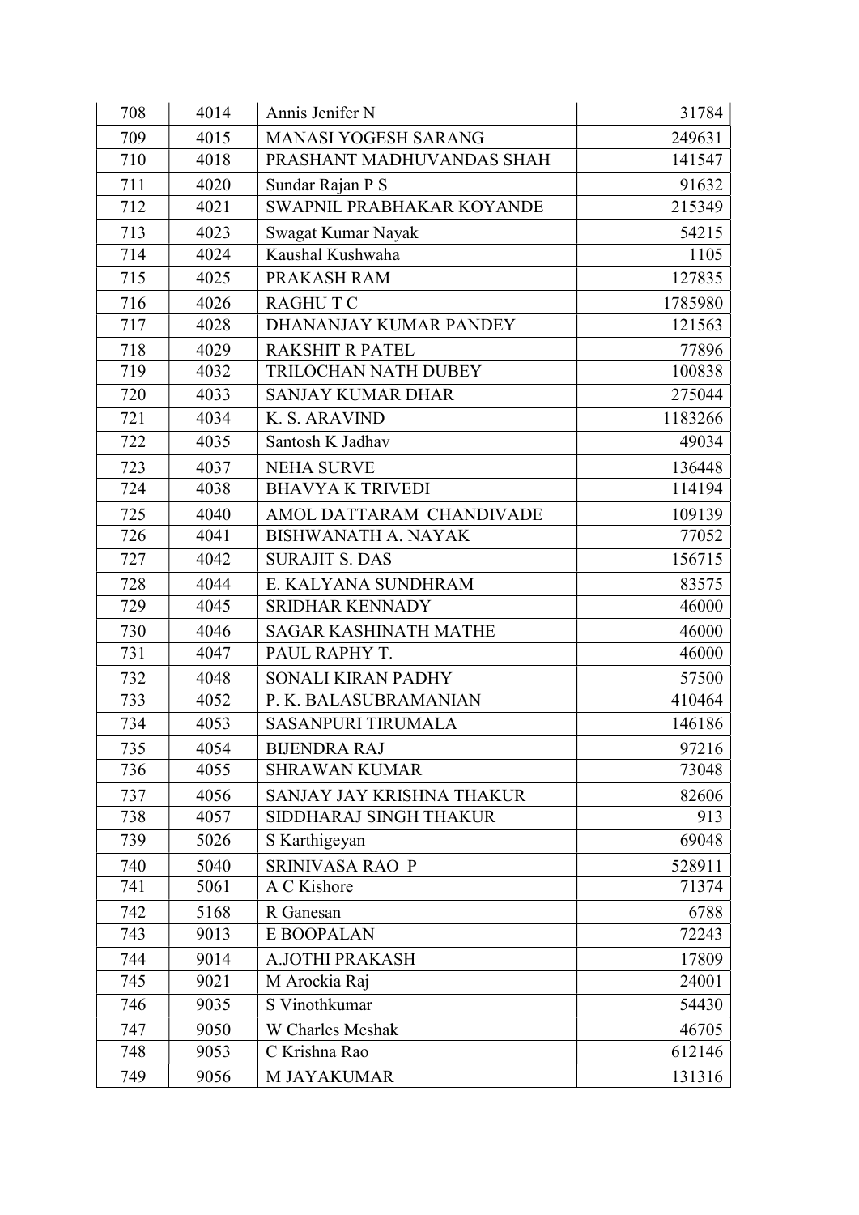| 708 | 4014 | Annis Jenifer N | 31784 |
|---|---|---|---|
| 709 | 4015 | MANASI YOGESH SARANG | 249631 |
| 710 | 4018 | PRASHANT MADHUVANDAS SHAH | 141547 |
| 711 | 4020 | Sundar Rajan P S | 91632 |
| 712 | 4021 | SWAPNIL PRABHAKAR KOYANDE | 215349 |
| 713 | 4023 | Swagat Kumar Nayak | 54215 |
| 714 | 4024 | Kaushal Kushwaha | 1105 |
| 715 | 4025 | PRAKASH RAM | 127835 |
| 716 | 4026 | RAGHU T C | 1785980 |
| 717 | 4028 | DHANANJAY KUMAR PANDEY | 121563 |
| 718 | 4029 | RAKSHIT R PATEL | 77896 |
| 719 | 4032 | TRILOCHAN NATH DUBEY | 100838 |
| 720 | 4033 | SANJAY KUMAR DHAR | 275044 |
| 721 | 4034 | K. S. ARAVIND | 1183266 |
| 722 | 4035 | Santosh K Jadhav | 49034 |
| 723 | 4037 | NEHA SURVE | 136448 |
| 724 | 4038 | BHAVYA K TRIVEDI | 114194 |
| 725 | 4040 | AMOL DATTARAM CHANDIVADE | 109139 |
| 726 | 4041 | BISHWANATH A. NAYAK | 77052 |
| 727 | 4042 | SURAJIT S. DAS | 156715 |
| 728 | 4044 | E. KALYANA SUNDHRAM | 83575 |
| 729 | 4045 | SRIDHAR KENNADY | 46000 |
| 730 | 4046 | SAGAR KASHINATH MATHE | 46000 |
| 731 | 4047 | PAUL RAPHY T. | 46000 |
| 732 | 4048 | SONALI KIRAN PADHY | 57500 |
| 733 | 4052 | P. K. BALASUBRAMANIAN | 410464 |
| 734 | 4053 | SASANPURI TIRUMALA | 146186 |
| 735 | 4054 | BIJENDRA RAJ | 97216 |
| 736 | 4055 | SHRAWAN KUMAR | 73048 |
| 737 | 4056 | SANJAY JAY KRISHNA THAKUR | 82606 |
| 738 | 4057 | SIDDHARAJ SINGH THAKUR | 913 |
| 739 | 5026 | S Karthigeyan | 69048 |
| 740 | 5040 | SRINIVASA RAO P | 528911 |
| 741 | 5061 | A C Kishore | 71374 |
| 742 | 5168 | R Ganesan | 6788 |
| 743 | 9013 | E BOOPALAN | 72243 |
| 744 | 9014 | A.JOTHI PRAKASH | 17809 |
| 745 | 9021 | M Arockia Raj | 24001 |
| 746 | 9035 | S Vinothkumar | 54430 |
| 747 | 9050 | W Charles Meshak | 46705 |
| 748 | 9053 | C Krishna Rao | 612146 |
| 749 | 9056 | M JAYAKUMAR | 131316 |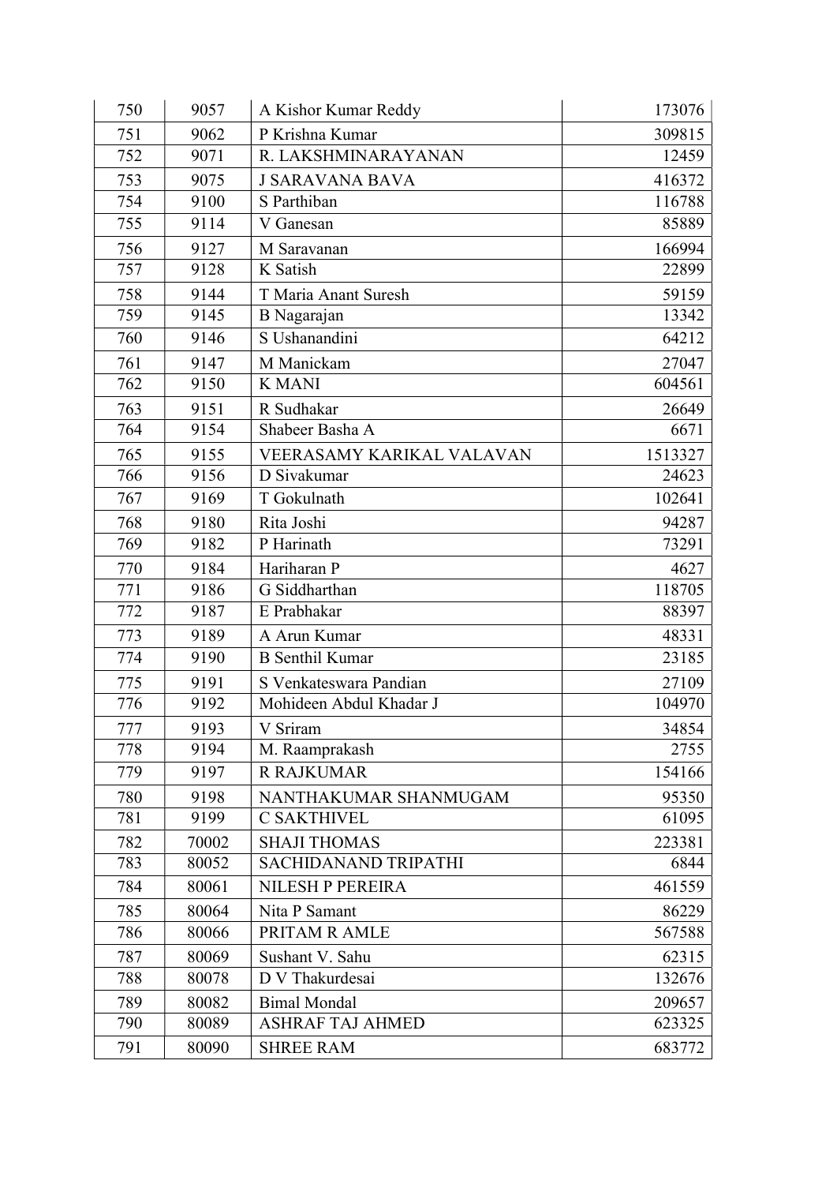| 750 | 9057 | A Kishor Kumar Reddy | 173076 |
|---|---|---|---|
| 751 | 9062 | P Krishna Kumar | 309815 |
| 752 | 9071 | R. LAKSHMINARAYANAN | 12459 |
| 753 | 9075 | J SARAVANA BAVA | 416372 |
| 754 | 9100 | S Parthiban | 116788 |
| 755 | 9114 | V Ganesan | 85889 |
| 756 | 9127 | M Saravanan | 166994 |
| 757 | 9128 | K Satish | 22899 |
| 758 | 9144 | T Maria Anant Suresh | 59159 |
| 759 | 9145 | B Nagarajan | 13342 |
| 760 | 9146 | S Ushanandini | 64212 |
| 761 | 9147 | M Manickam | 27047 |
| 762 | 9150 | K MANI | 604561 |
| 763 | 9151 | R Sudhakar | 26649 |
| 764 | 9154 | Shabeer Basha A | 6671 |
| 765 | 9155 | VEERASAMY KARIKAL VALAVAN | 1513327 |
| 766 | 9156 | D Sivakumar | 24623 |
| 767 | 9169 | T Gokulnath | 102641 |
| 768 | 9180 | Rita Joshi | 94287 |
| 769 | 9182 | P Harinath | 73291 |
| 770 | 9184 | Hariharan P | 4627 |
| 771 | 9186 | G Siddharthan | 118705 |
| 772 | 9187 | E Prabhakar | 88397 |
| 773 | 9189 | A Arun Kumar | 48331 |
| 774 | 9190 | B Senthil Kumar | 23185 |
| 775 | 9191 | S Venkateswara Pandian | 27109 |
| 776 | 9192 | Mohideen Abdul Khadar J | 104970 |
| 777 | 9193 | V Sriram | 34854 |
| 778 | 9194 | M. Raamprakash | 2755 |
| 779 | 9197 | R RAJKUMAR | 154166 |
| 780 | 9198 | NANTHAKUMAR SHANMUGAM | 95350 |
| 781 | 9199 | C SAKTHIVEL | 61095 |
| 782 | 70002 | SHAJI THOMAS | 223381 |
| 783 | 80052 | SACHIDANAND TRIPATHI | 6844 |
| 784 | 80061 | NILESH P PEREIRA | 461559 |
| 785 | 80064 | Nita P Samant | 86229 |
| 786 | 80066 | PRITAM R AMLE | 567588 |
| 787 | 80069 | Sushant V. Sahu | 62315 |
| 788 | 80078 | D V Thakurdesai | 132676 |
| 789 | 80082 | Bimal Mondal | 209657 |
| 790 | 80089 | ASHRAF TAJ AHMED | 623325 |
| 791 | 80090 | SHREE RAM | 683772 |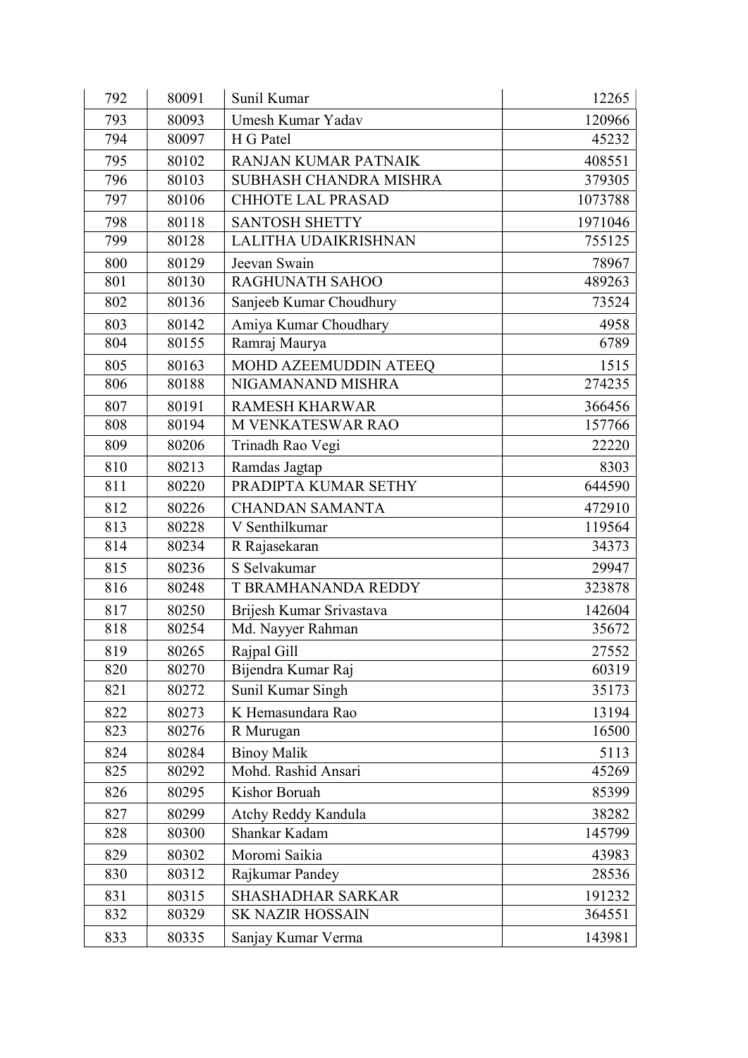| | | | |
|---|---|---|---|
| 792 | 80091 | Sunil Kumar | 12265 |
| 793 | 80093 | Umesh Kumar Yadav | 120966 |
| 794 | 80097 | H G Patel | 45232 |
| 795 | 80102 | RANJAN KUMAR PATNAIK | 408551 |
| 796 | 80103 | SUBHASH CHANDRA MISHRA | 379305 |
| 797 | 80106 | CHHOTE LAL PRASAD | 1073788 |
| 798 | 80118 | SANTOSH SHETTY | 1971046 |
| 799 | 80128 | LALITHA UDAIKRISHNAN | 755125 |
| 800 | 80129 | Jeevan Swain | 78967 |
| 801 | 80130 | RAGHUNATH SAHOO | 489263 |
| 802 | 80136 | Sanjeeb Kumar Choudhury | 73524 |
| 803 | 80142 | Amiya Kumar Choudhary | 4958 |
| 804 | 80155 | Ramraj Maurya | 6789 |
| 805 | 80163 | MOHD AZEEMUDDIN ATEEQ | 1515 |
| 806 | 80188 | NIGAMANAND MISHRA | 274235 |
| 807 | 80191 | RAMESH KHARWAR | 366456 |
| 808 | 80194 | M VENKATESWAR RAO | 157766 |
| 809 | 80206 | Trinadh Rao Vegi | 22220 |
| 810 | 80213 | Ramdas Jagtap | 8303 |
| 811 | 80220 | PRADIPTA KUMAR SETHY | 644590 |
| 812 | 80226 | CHANDAN SAMANTA | 472910 |
| 813 | 80228 | V Senthilkumar | 119564 |
| 814 | 80234 | R Rajasekaran | 34373 |
| 815 | 80236 | S Selvakumar | 29947 |
| 816 | 80248 | T BRAMHANANDA REDDY | 323878 |
| 817 | 80250 | Brijesh Kumar Srivastava | 142604 |
| 818 | 80254 | Md. Nayyer Rahman | 35672 |
| 819 | 80265 | Rajpal Gill | 27552 |
| 820 | 80270 | Bijendra Kumar Raj | 60319 |
| 821 | 80272 | Sunil Kumar Singh | 35173 |
| 822 | 80273 | K Hemasundara Rao | 13194 |
| 823 | 80276 | R Murugan | 16500 |
| 824 | 80284 | Binoy Malik | 5113 |
| 825 | 80292 | Mohd. Rashid Ansari | 45269 |
| 826 | 80295 | Kishor Boruah | 85399 |
| 827 | 80299 | Atchy Reddy Kandula | 38282 |
| 828 | 80300 | Shankar Kadam | 145799 |
| 829 | 80302 | Moromi Saikia | 43983 |
| 830 | 80312 | Rajkumar Pandey | 28536 |
| 831 | 80315 | SHASHADHAR SARKAR | 191232 |
| 832 | 80329 | SK NAZIR HOSSAIN | 364551 |
| 833 | 80335 | Sanjay Kumar Verma | 143981 |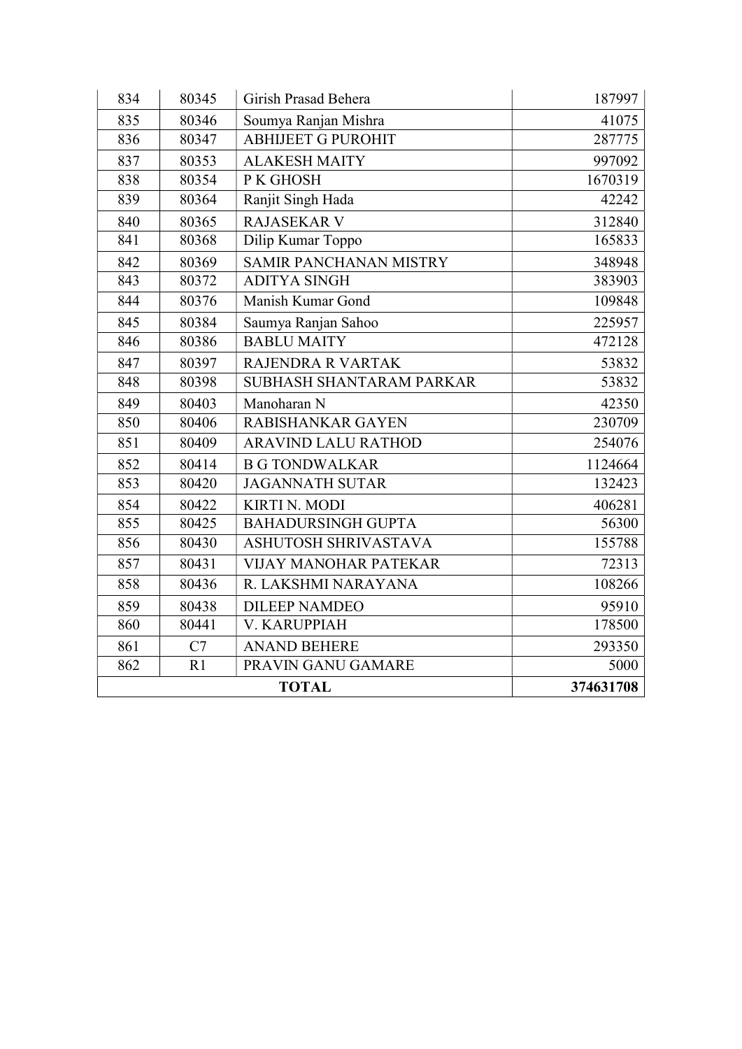| | | | |
|---|---|---|---|
| 834 | 80345 | Girish Prasad Behera | 187997 |
| 835 | 80346 | Soumya Ranjan Mishra | 41075 |
| 836 | 80347 | ABHIJEET G PUROHIT | 287775 |
| 837 | 80353 | ALAKESH MAITY | 997092 |
| 838 | 80354 | P K GHOSH | 1670319 |
| 839 | 80364 | Ranjit Singh Hada | 42242 |
| 840 | 80365 | RAJASEKAR V | 312840 |
| 841 | 80368 | Dilip Kumar Toppo | 165833 |
| 842 | 80369 | SAMIR PANCHANAN MISTRY | 348948 |
| 843 | 80372 | ADITYA SINGH | 383903 |
| 844 | 80376 | Manish Kumar Gond | 109848 |
| 845 | 80384 | Saumya Ranjan Sahoo | 225957 |
| 846 | 80386 | BABLU MAITY | 472128 |
| 847 | 80397 | RAJENDRA R VARTAK | 53832 |
| 848 | 80398 | SUBHASH SHANTARAM PARKAR | 53832 |
| 849 | 80403 | Manoharan N | 42350 |
| 850 | 80406 | RABISHANKAR GAYEN | 230709 |
| 851 | 80409 | ARAVIND LALU RATHOD | 254076 |
| 852 | 80414 | B G TONDWALKAR | 1124664 |
| 853 | 80420 | JAGANNATH SUTAR | 132423 |
| 854 | 80422 | KIRTI N. MODI | 406281 |
| 855 | 80425 | BAHADURSINGH GUPTA | 56300 |
| 856 | 80430 | ASHUTOSH SHRIVASTAVA | 155788 |
| 857 | 80431 | VIJAY MANOHAR PATEKAR | 72313 |
| 858 | 80436 | R. LAKSHMI NARAYANA | 108266 |
| 859 | 80438 | DILEEP NAMDEO | 95910 |
| 860 | 80441 | V. KARUPPIAH | 178500 |
| 861 | C7 | ANAND BEHERE | 293350 |
| 862 | R1 | PRAVIN GANU GAMARE | 5000 |
| **TOTAL** | | | **374631708** |